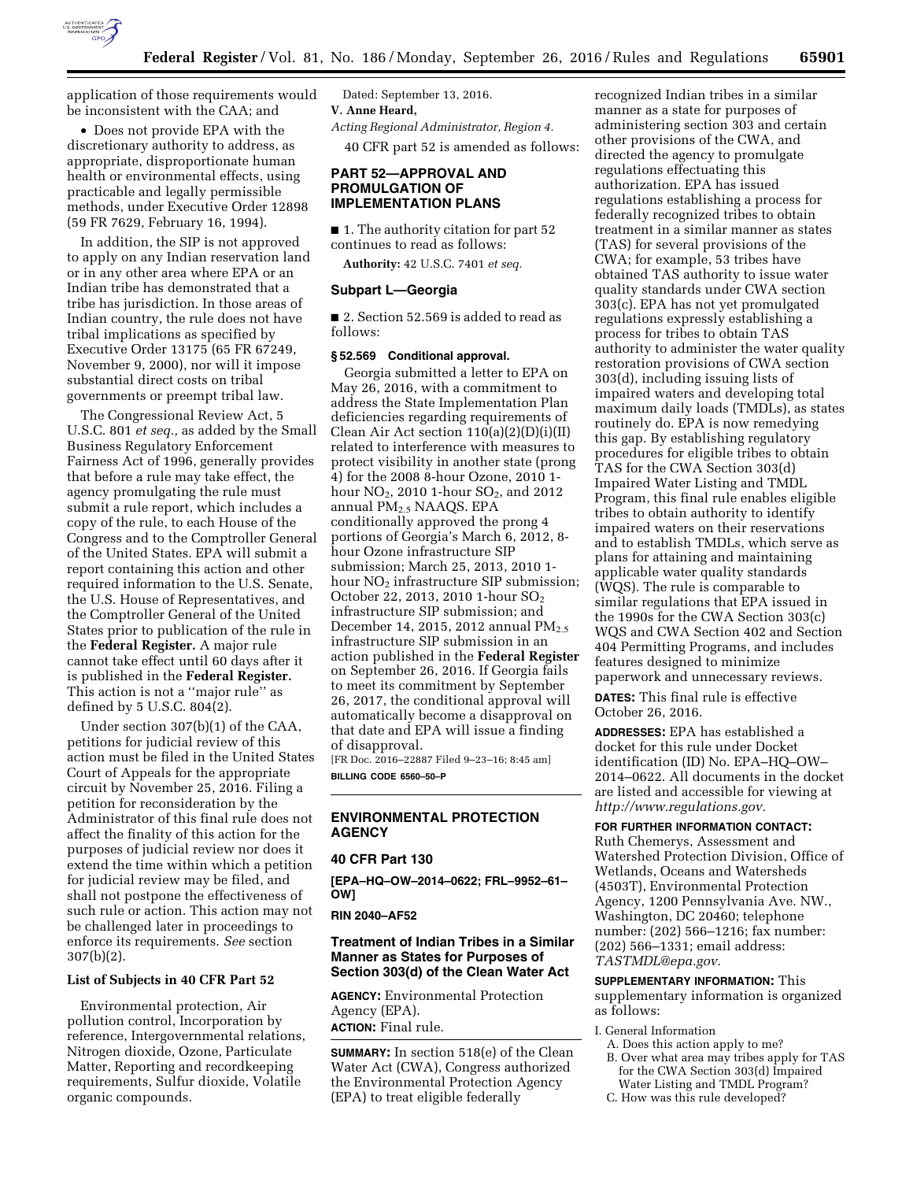application of those requirements would be inconsistent with the CAA; and

- Does not provide EPA with the discretionary authority to address, as appropriate, disproportionate human health or environmental effects, using practicable and legally permissible methods, under Executive Order 12898 (59 FR 7629, February 16, 1994).

In addition, the SIP is not approved to apply on any Indian reservation land or in any other area where EPA or an Indian tribe has demonstrated that a tribe has jurisdiction. In those areas of Indian country, the rule does not have tribal implications as specified by Executive Order 13175 (65 FR 67249, November 9, 2000), nor will it impose substantial direct costs on tribal governments or preempt tribal law.

The Congressional Review Act, 5 U.S.C. 801 *et seq.,* as added by the Small Business Regulatory Enforcement Fairness Act of 1996, generally provides that before a rule may take effect, the agency promulgating the rule must submit a rule report, which includes a copy of the rule, to each House of the Congress and to the Comptroller General of the United States. EPA will submit a report containing this action and other required information to the U.S. Senate, the U.S. House of Representatives, and the Comptroller General of the United States prior to publication of the rule in the **Federal Register.** A major rule cannot take effect until 60 days after it is published in the **Federal Register.** This action is not a ''major rule'' as defined by 5 U.S.C. 804(2).

Under section 307(b)(1) of the CAA, petitions for judicial review of this action must be filed in the United States Court of Appeals for the appropriate circuit by November 25, 2016. Filing a petition for reconsideration by the Administrator of this final rule does not affect the finality of this action for the purposes of judicial review nor does it extend the time within which a petition for judicial review may be filed, and shall not postpone the effectiveness of such rule or action. This action may not be challenged later in proceedings to enforce its requirements. *See* section 307(b)(2).

### List of Subjects in 40 CFR Part 52

Environmental protection, Air pollution control, Incorporation by reference, Intergovernmental relations, Nitrogen dioxide, Ozone, Particulate Matter, Reporting and recordkeeping requirements, Sulfur dioxide, Volatile organic compounds.

Dated: September 13, 2016.

**V. Anne Heard,**

*Acting Regional Administrator, Region 4.*

40 CFR part 52 is amended as follows:

## PART 52—APPROVAL AND PROMULGATION OF IMPLEMENTATION PLANS

■ 1. The authority citation for part 52 continues to read as follows:

**Authority:** 42 U.S.C. 7401 *et seq.*

### Subpart L—Georgia

■ 2. Section 52.569 is added to read as follows:

### § 52.569 Conditional approval.

Georgia submitted a letter to EPA on May 26, 2016, with a commitment to address the State Implementation Plan deficiencies regarding requirements of Clean Air Act section 110(a)(2)(D)(i)(II) related to interference with measures to protect visibility in another state (prong 4) for the 2008 8-hour Ozone, 2010 1-hour $NO_2$, 2010 1-hour $SO_2$, and 2012 annual $PM_{2.5}$ NAAQS. EPA conditionally approved the prong 4 portions of Georgia's March 6, 2012, 8-hour Ozone infrastructure SIP submission; March 25, 2013, 2010 1-hour $NO_2$ infrastructure SIP submission; October 22, 2013, 2010 1-hour $SO_2$ infrastructure SIP submission; and December 14, 2015, 2012 annual $PM_{2.5}$ infrastructure SIP submission in an action published in the **Federal Register** on September 26, 2016. If Georgia fails to meet its commitment by September 26, 2017, the conditional approval will automatically become a disapproval on that date and EPA will issue a finding of disapproval.

[FR Doc. 2016–22887 Filed 9–23–16; 8:45 am]

**BILLING CODE 6560–50–P**

## ENVIRONMENTAL PROTECTION AGENCY

### 40 CFR Part 130

**[EPA–HQ–OW–2014–0622; FRL–9952–61–OW]**

**RIN 2040–AF52**

### Treatment of Indian Tribes in a Similar Manner as States for Purposes of Section 303(d) of the Clean Water Act

**AGENCY:** Environmental Protection Agency (EPA).

**ACTION:** Final rule.

**SUMMARY:** In section 518(e) of the Clean Water Act (CWA), Congress authorized the Environmental Protection Agency (EPA) to treat eligible federally recognized Indian tribes in a similar manner as a state for purposes of administering section 303 and certain other provisions of the CWA, and directed the agency to promulgate regulations effectuating this authorization. EPA has issued regulations establishing a process for federally recognized tribes to obtain treatment in a similar manner as states (TAS) for several provisions of the CWA; for example, 53 tribes have obtained TAS authority to issue water quality standards under CWA section 303(c). EPA has not yet promulgated regulations expressly establishing a process for tribes to obtain TAS authority to administer the water quality restoration provisions of CWA section 303(d), including issuing lists of impaired waters and developing total maximum daily loads (TMDLs), as states routinely do. EPA is now remedying this gap. By establishing regulatory procedures for eligible tribes to obtain TAS for the CWA Section 303(d) Impaired Water Listing and TMDL Program, this final rule enables eligible tribes to obtain authority to identify impaired waters on their reservations and to establish TMDLs, which serve as plans for attaining and maintaining applicable water quality standards (WQS). The rule is comparable to similar regulations that EPA issued in the 1990s for the CWA Section 303(c) WQS and CWA Section 402 and Section 404 Permitting Programs, and includes features designed to minimize paperwork and unnecessary reviews.

**DATES:** This final rule is effective October 26, 2016.

**ADDRESSES:** EPA has established a docket for this rule under Docket identification (ID) No. EPA–HQ–OW–2014–0622. All documents in the docket are listed and accessible for viewing at *http://www.regulations.gov.*

**FOR FURTHER INFORMATION CONTACT:** Ruth Chemerys, Assessment and Watershed Protection Division, Office of Wetlands, Oceans and Watersheds (4503T), Environmental Protection Agency, 1200 Pennsylvania Ave. NW., Washington, DC 20460; telephone number: (202) 566–1216; fax number: (202) 566–1331; email address: *TASTMDL@epa.gov.*

**SUPPLEMENTARY INFORMATION:** This supplementary information is organized as follows:

I. General Information
- A. Does this action apply to me?
- B. Over what area may tribes apply for TAS for the CWA Section 303(d) Impaired Water Listing and TMDL Program?
- C. How was this rule developed?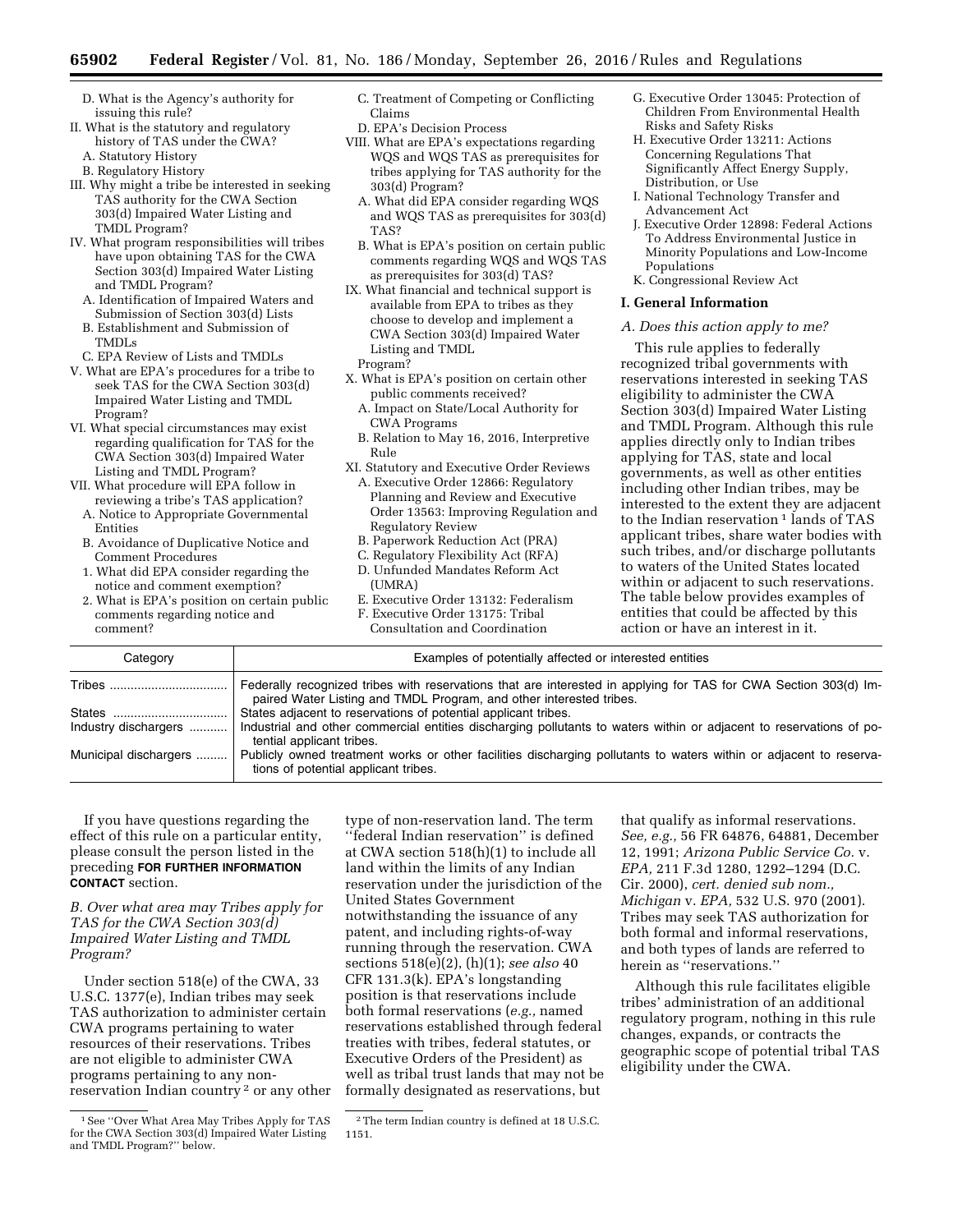D. What is the Agency's authority for issuing this rule?

II. What is the statutory and regulatory history of TAS under the CWA?

A. Statutory History

B. Regulatory History

III. Why might a tribe be interested in seeking TAS authority for the CWA Section 303(d) Impaired Water Listing and TMDL Program?

IV. What program responsibilities will tribes have upon obtaining TAS for the CWA Section 303(d) Impaired Water Listing and TMDL Program?

A. Identification of Impaired Waters and Submission of Section 303(d) Lists

B. Establishment and Submission of TMDLs

C. EPA Review of Lists and TMDLs

V. What are EPA's procedures for a tribe to seek TAS for the CWA Section 303(d) Impaired Water Listing and TMDL Program?

VI. What special circumstances may exist regarding qualification for TAS for the CWA Section 303(d) Impaired Water Listing and TMDL Program?

VII. What procedure will EPA follow in reviewing a tribe's TAS application?

A. Notice to Appropriate Governmental Entities

B. Avoidance of Duplicative Notice and Comment Procedures

1. What did EPA consider regarding the notice and comment exemption?

2. What is EPA's position on certain public comments regarding notice and comment?

C. Treatment of Competing or Conflicting Claims

D. EPA's Decision Process

VIII. What are EPA's expectations regarding WQS and WQS TAS as prerequisites for tribes applying for TAS authority for the 303(d) Program?

A. What did EPA consider regarding WQS and WQS TAS as prerequisites for 303(d) TAS?

B. What is EPA's position on certain public comments regarding WQS and WQS TAS as prerequisites for 303(d) TAS?

IX. What financial and technical support is available from EPA to tribes as they choose to develop and implement a CWA Section 303(d) Impaired Water Listing and TMDL Program?

X. What is EPA's position on certain other public comments received?

A. Impact on State/Local Authority for CWA Programs

B. Relation to May 16, 2016, Interpretive Rule

XI. Statutory and Executive Order Reviews

A. Executive Order 12866: Regulatory Planning and Review and Executive Order 13563: Improving Regulation and Regulatory Review

B. Paperwork Reduction Act (PRA)

C. Regulatory Flexibility Act (RFA)

D. Unfunded Mandates Reform Act (UMRA)

E. Executive Order 13132: Federalism

F. Executive Order 13175: Tribal Consultation and Coordination

G. Executive Order 13045: Protection of Children From Environmental Health Risks and Safety Risks

H. Executive Order 13211: Actions Concerning Regulations That Significantly Affect Energy Supply, Distribution, or Use

I. National Technology Transfer and Advancement Act

J. Executive Order 12898: Federal Actions To Address Environmental Justice in Minority Populations and Low-Income Populations

K. Congressional Review Act

## I. General Information

### *A. Does this action apply to me?*

This rule applies to federally recognized tribal governments with reservations interested in seeking TAS eligibility to administer the CWA Section 303(d) Impaired Water Listing and TMDL Program. Although this rule applies directly only to Indian tribes applying for TAS, state and local governments, as well as other entities including other Indian tribes, may be interested to the extent they are adjacent to the Indian reservation [1] lands of TAS applicant tribes, share water bodies with such tribes, and/or discharge pollutants to waters of the United States located within or adjacent to such reservations. The table below provides examples of entities that could be affected by this action or have an interest in it.

| Category | Examples of potentially affected or interested entities |
|---|---|
| Tribes | Federally recognized tribes with reservations that are interested in applying for TAS for CWA Section 303(d) Impaired Water Listing and TMDL Program, and other interested tribes. |
| States | States adjacent to reservations of potential applicant tribes. |
| Industry dischargers | Industrial and other commercial entities discharging pollutants to waters within or adjacent to reservations of potential applicant tribes. |
| Municipal dischargers | Publicly owned treatment works or other facilities discharging pollutants to waters within or adjacent to reservations of potential applicant tribes. |

If you have questions regarding the effect of this rule on a particular entity, please consult the person listed in the preceding **FOR FURTHER INFORMATION CONTACT** section.

### *B. Over what area may Tribes apply for TAS for the CWA Section 303(d) Impaired Water Listing and TMDL Program?*

Under section 518(e) of the CWA, 33 U.S.C. 1377(e), Indian tribes may seek TAS authorization to administer certain CWA programs pertaining to water resources of their reservations. Tribes are not eligible to administer CWA programs pertaining to any non-reservation Indian country [2] or any other type of non-reservation land. The term "federal Indian reservation" is defined at CWA section 518(h)(1) to include all land within the limits of any Indian reservation under the jurisdiction of the United States Government notwithstanding the issuance of any patent, and including rights-of-way running through the reservation. CWA sections 518(e)(2), (h)(1); *see also* 40 CFR 131.3(k). EPA's longstanding position is that reservations include both formal reservations (*e.g.,* named reservations established through federal treaties with tribes, federal statutes, or Executive Orders of the President) as well as tribal trust lands that may not be formally designated as reservations, but that qualify as informal reservations. *See, e.g.,* 56 FR 64876, 64881, December 12, 1991; *Arizona Public Service Co.* v. *EPA,* 211 F.3d 1280, 1292–1294 (D.C. Cir. 2000), *cert. denied sub nom., Michigan* v. *EPA,* 532 U.S. 970 (2001). Tribes may seek TAS authorization for both formal and informal reservations, and both types of lands are referred to herein as "reservations."

Although this rule facilitates eligible tribes' administration of an additional regulatory program, nothing in this rule changes, expands, or contracts the geographic scope of potential tribal TAS eligibility under the CWA.

[1] See "Over What Area May Tribes Apply for TAS for the CWA Section 303(d) Impaired Water Listing and TMDL Program?" below.

[2] The term Indian country is defined at 18 U.S.C. 1151.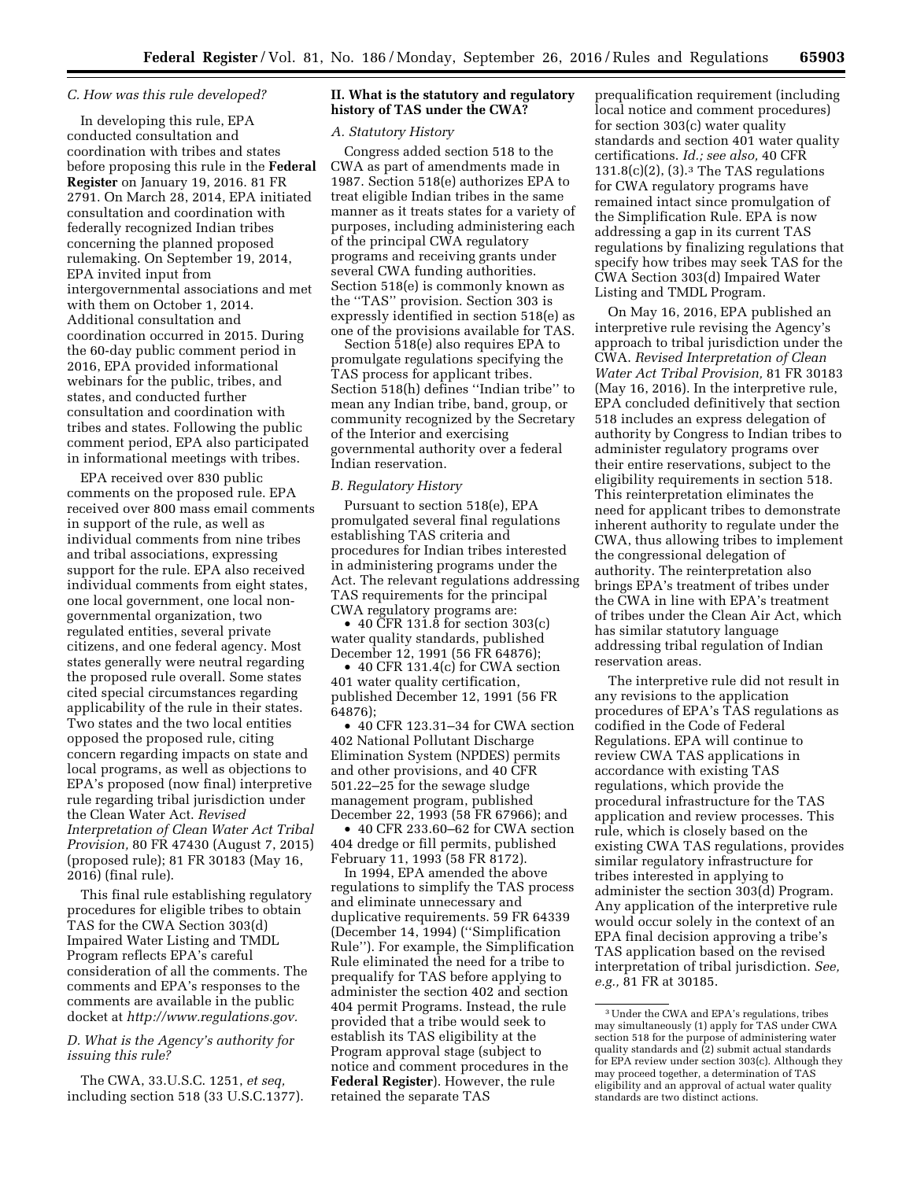### C. How was this rule developed?

In developing this rule, EPA conducted consultation and coordination with tribes and states before proposing this rule in the **Federal Register** on January 19, 2016. 81 FR 2791. On March 28, 2014, EPA initiated consultation and coordination with federally recognized Indian tribes concerning the planned proposed rulemaking. On September 19, 2014, EPA invited input from intergovernmental associations and met with them on October 1, 2014. Additional consultation and coordination occurred in 2015. During the 60-day public comment period in 2016, EPA provided informational webinars for the public, tribes, and states, and conducted further consultation and coordination with tribes and states. Following the public comment period, EPA also participated in informational meetings with tribes.

EPA received over 830 public comments on the proposed rule. EPA received over 800 mass email comments in support of the rule, as well as individual comments from nine tribes and tribal associations, expressing support for the rule. EPA also received individual comments from eight states, one local government, one local non-governmental organization, two regulated entities, several private citizens, and one federal agency. Most states generally were neutral regarding the proposed rule overall. Some states cited special circumstances regarding applicability of the rule in their states. Two states and the two local entities opposed the proposed rule, citing concern regarding impacts on state and local programs, as well as objections to EPA's proposed (now final) interpretive rule regarding tribal jurisdiction under the Clean Water Act. *Revised Interpretation of Clean Water Act Tribal Provision,* 80 FR 47430 (August 7, 2015) (proposed rule); 81 FR 30183 (May 16, 2016) (final rule).

This final rule establishing regulatory procedures for eligible tribes to obtain TAS for the CWA Section 303(d) Impaired Water Listing and TMDL Program reflects EPA's careful consideration of all the comments. The comments and EPA's responses to the comments are available in the public docket at *http://www.regulations.gov.*

### D. What is the Agency's authority for issuing this rule?

The CWA, 33.U.S.C. 1251, *et seq,* including section 518 (33 U.S.C.1377).

## II. What is the statutory and regulatory history of TAS under the CWA?

### A. Statutory History

Congress added section 518 to the CWA as part of amendments made in 1987. Section 518(e) authorizes EPA to treat eligible Indian tribes in the same manner as it treats states for a variety of purposes, including administering each of the principal CWA regulatory programs and receiving grants under several CWA funding authorities. Section 518(e) is commonly known as the ''TAS'' provision. Section 303 is expressly identified in section 518(e) as one of the provisions available for TAS.

Section 518(e) also requires EPA to promulgate regulations specifying the TAS process for applicant tribes. Section 518(h) defines ''Indian tribe'' to mean any Indian tribe, band, group, or community recognized by the Secretary of the Interior and exercising governmental authority over a federal Indian reservation.

### B. Regulatory History

Pursuant to section 518(e), EPA promulgated several final regulations establishing TAS criteria and procedures for Indian tribes interested in administering programs under the Act. The relevant regulations addressing TAS requirements for the principal CWA regulatory programs are:

- 40 CFR 131.8 for section 303(c) water quality standards, published December 12, 1991 (56 FR 64876);
- 40 CFR 131.4(c) for CWA section 401 water quality certification, published December 12, 1991 (56 FR 64876);
- 40 CFR 123.31–34 for CWA section 402 National Pollutant Discharge Elimination System (NPDES) permits and other provisions, and 40 CFR 501.22–25 for the sewage sludge management program, published December 22, 1993 (58 FR 67966); and
- 40 CFR 233.60–62 for CWA section 404 dredge or fill permits, published February 11, 1993 (58 FR 8172).

In 1994, EPA amended the above regulations to simplify the TAS process and eliminate unnecessary and duplicative requirements. 59 FR 64339 (December 14, 1994) (''Simplification Rule''). For example, the Simplification Rule eliminated the need for a tribe to prequalify for TAS before applying to administer the section 402 and section 404 permit Programs. Instead, the rule provided that a tribe would seek to establish its TAS eligibility at the Program approval stage (subject to notice and comment procedures in the **Federal Register**). However, the rule retained the separate TAS prequalification requirement (including local notice and comment procedures) for section 303(c) water quality standards and section 401 water quality certifications. *Id.; see also,* 40 CFR 131.8(c)(2), (3).[3] The TAS regulations for CWA regulatory programs have remained intact since promulgation of the Simplification Rule. EPA is now addressing a gap in its current TAS regulations by finalizing regulations that specify how tribes may seek TAS for the CWA Section 303(d) Impaired Water Listing and TMDL Program.

On May 16, 2016, EPA published an interpretive rule revising the Agency's approach to tribal jurisdiction under the CWA. *Revised Interpretation of Clean Water Act Tribal Provision,* 81 FR 30183 (May 16, 2016). In the interpretive rule, EPA concluded definitively that section 518 includes an express delegation of authority by Congress to Indian tribes to administer regulatory programs over their entire reservations, subject to the eligibility requirements in section 518. This reinterpretation eliminates the need for applicant tribes to demonstrate inherent authority to regulate under the CWA, thus allowing tribes to implement the congressional delegation of authority. The reinterpretation also brings EPA's treatment of tribes under the CWA in line with EPA's treatment of tribes under the Clean Air Act, which has similar statutory language addressing tribal regulation of Indian reservation areas.

The interpretive rule did not result in any revisions to the application procedures of EPA's TAS regulations as codified in the Code of Federal Regulations. EPA will continue to review CWA TAS applications in accordance with existing TAS regulations, which provide the procedural infrastructure for the TAS application and review processes. This rule, which is closely based on the existing CWA TAS regulations, provides similar regulatory infrastructure for tribes interested in applying to administer the section 303(d) Program. Any application of the interpretive rule would occur solely in the context of an EPA final decision approving a tribe's TAS application based on the revised interpretation of tribal jurisdiction. *See, e.g.,* 81 FR at 30185.

[3] Under the CWA and EPA's regulations, tribes may simultaneously (1) apply for TAS under CWA section 518 for the purpose of administering water quality standards and (2) submit actual standards for EPA review under section 303(c). Although they may proceed together, a determination of TAS eligibility and an approval of actual water quality standards are two distinct actions.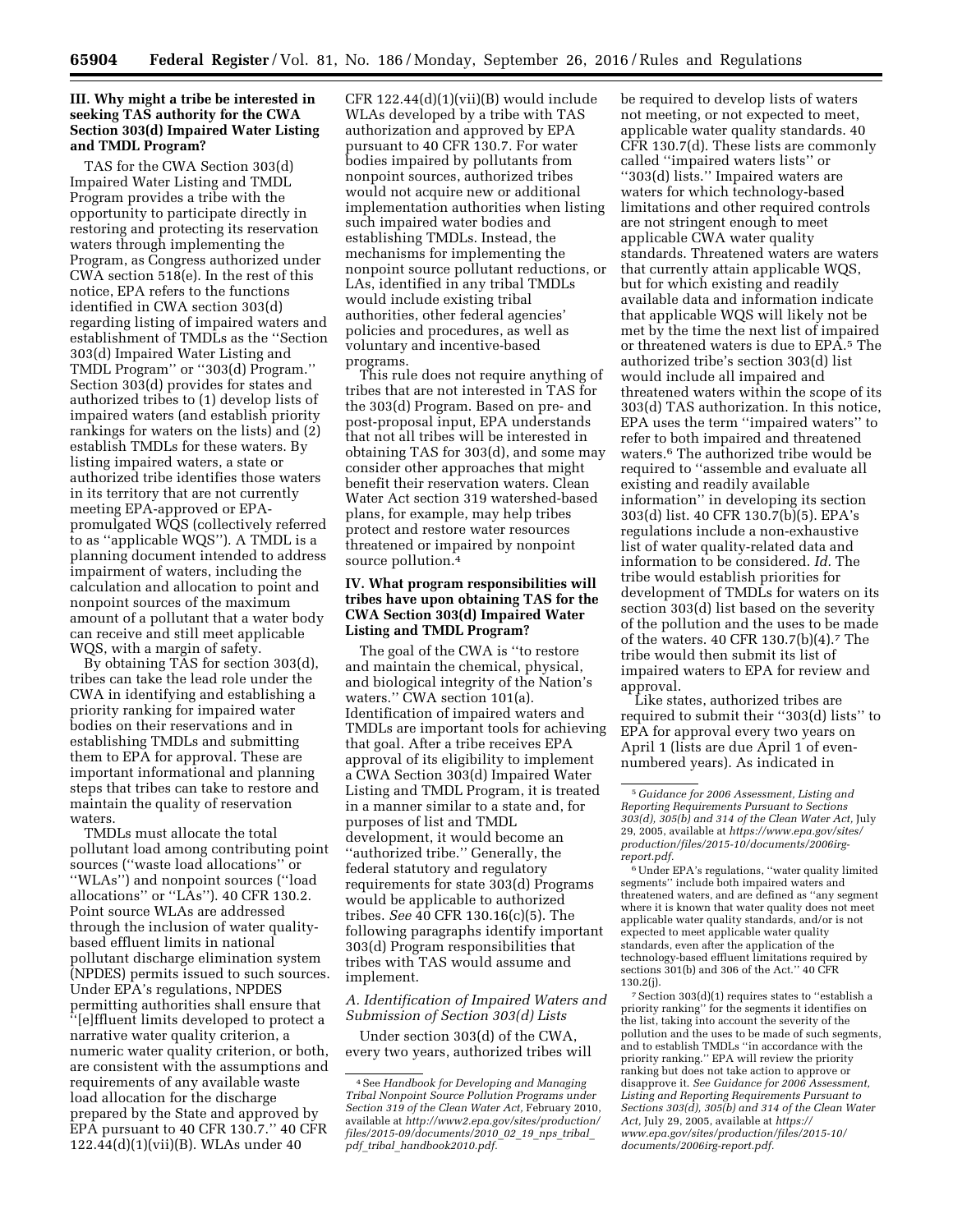## III. Why might a tribe be interested in seeking TAS authority for the CWA Section 303(d) Impaired Water Listing and TMDL Program?

TAS for the CWA Section 303(d) Impaired Water Listing and TMDL Program provides a tribe with the opportunity to participate directly in restoring and protecting its reservation waters through implementing the Program, as Congress authorized under CWA section 518(e). In the rest of this notice, EPA refers to the functions identified in CWA section 303(d) regarding listing of impaired waters and establishment of TMDLs as the ''Section 303(d) Impaired Water Listing and TMDL Program'' or ''303(d) Program.'' Section 303(d) provides for states and authorized tribes to (1) develop lists of impaired waters (and establish priority rankings for waters on the lists) and (2) establish TMDLs for these waters. By listing impaired waters, a state or authorized tribe identifies those waters in its territory that are not currently meeting EPA-approved or EPA-promulgated WQS (collectively referred to as ''applicable WQS''). A TMDL is a planning document intended to address impairment of waters, including the calculation and allocation to point and nonpoint sources of the maximum amount of a pollutant that a water body can receive and still meet applicable WQS, with a margin of safety.

By obtaining TAS for section 303(d), tribes can take the lead role under the CWA in identifying and establishing a priority ranking for impaired water bodies on their reservations and in establishing TMDLs and submitting them to EPA for approval. These are important informational and planning steps that tribes can take to restore and maintain the quality of reservation waters.

TMDLs must allocate the total pollutant load among contributing point sources (''waste load allocations'' or ''WLAs'') and nonpoint sources (''load allocations'' or ''LAs''). 40 CFR 130.2. Point source WLAs are addressed through the inclusion of water quality-based effluent limits in national pollutant discharge elimination system (NPDES) permits issued to such sources. Under EPA's regulations, NPDES permitting authorities shall ensure that ''[e]ffluent limits developed to protect a narrative water quality criterion, a numeric water quality criterion, or both, are consistent with the assumptions and requirements of any available waste load allocation for the discharge prepared by the State and approved by EPA pursuant to 40 CFR 130.7.'' 40 CFR 122.44(d)(1)(vii)(B). WLAs under 40 CFR 122.44(d)(1)(vii)(B) would include WLAs developed by a tribe with TAS authorization and approved by EPA pursuant to 40 CFR 130.7. For water bodies impaired by pollutants from nonpoint sources, authorized tribes would not acquire new or additional implementation authorities when listing such impaired water bodies and establishing TMDLs. Instead, the mechanisms for implementing the nonpoint source pollutant reductions, or LAs, identified in any tribal TMDLs would include existing tribal authorities, other federal agencies' policies and procedures, as well as voluntary and incentive-based programs.

This rule does not require anything of tribes that are not interested in TAS for the 303(d) Program. Based on pre- and post-proposal input, EPA understands that not all tribes will be interested in obtaining TAS for 303(d), and some may consider other approaches that might benefit their reservation waters. Clean Water Act section 319 watershed-based plans, for example, may help tribes protect and restore water resources threatened or impaired by nonpoint source pollution.[4]

## IV. What program responsibilities will tribes have upon obtaining TAS for the CWA Section 303(d) Impaired Water Listing and TMDL Program?

The goal of the CWA is ''to restore and maintain the chemical, physical, and biological integrity of the Nation's waters.'' CWA section 101(a). Identification of impaired waters and TMDLs are important tools for achieving that goal. After a tribe receives EPA approval of its eligibility to implement a CWA Section 303(d) Impaired Water Listing and TMDL Program, it is treated in a manner similar to a state and, for purposes of list and TMDL development, it would become an ''authorized tribe.'' Generally, the federal statutory and regulatory requirements for state 303(d) Programs would be applicable to authorized tribes. *See* 40 CFR 130.16(c)(5). The following paragraphs identify important 303(d) Program responsibilities that tribes with TAS would assume and implement.

### *A. Identification of Impaired Waters and Submission of Section 303(d) Lists*

Under section 303(d) of the CWA, every two years, authorized tribes will be required to develop lists of waters not meeting, or not expected to meet, applicable water quality standards. 40 CFR 130.7(d). These lists are commonly called ''impaired waters lists'' or ''303(d) lists.'' Impaired waters are waters for which technology-based limitations and other required controls are not stringent enough to meet applicable CWA water quality standards. Threatened waters are waters that currently attain applicable WQS, but for which existing and readily available data and information indicate that applicable WQS will likely not be met by the time the next list of impaired or threatened waters is due to EPA.[5] The authorized tribe's section 303(d) list would include all impaired and threatened waters within the scope of its 303(d) TAS authorization. In this notice, EPA uses the term ''impaired waters'' to refer to both impaired and threatened waters.[6] The authorized tribe would be required to ''assemble and evaluate all existing and readily available information'' in developing its section 303(d) list. 40 CFR 130.7(b)(5). EPA's regulations include a non-exhaustive list of water quality-related data and information to be considered. *Id.* The tribe would establish priorities for development of TMDLs for waters on its section 303(d) list based on the severity of the pollution and the uses to be made of the waters. 40 CFR 130.7(b)(4).[7] The tribe would then submit its list of impaired waters to EPA for review and approval.

Like states, authorized tribes are required to submit their ''303(d) lists'' to EPA for approval every two years on April 1 (lists are due April 1 of even-numbered years). As indicated in

---

[4] See *Handbook for Developing and Managing Tribal Nonpoint Source Pollution Programs under Section 319 of the Clean Water Act,* February 2010, available at *http://www2.epa.gov/sites/production/files/2015-09/documents/2010_02_19_nps_tribal_pdf_tribal_handbook2010.pdf.*

[5] *Guidance for 2006 Assessment, Listing and Reporting Requirements Pursuant to Sections 303(d), 305(b) and 314 of the Clean Water Act,* July 29, 2005, available at *https://www.epa.gov/sites/production/files/2015-10/documents/2006irg-report.pdf.*

[6] Under EPA's regulations, ''water quality limited segments'' include both impaired waters and threatened waters, and are defined as ''any segment where it is known that water quality does not meet applicable water quality standards, and/or is not expected to meet applicable water quality standards, even after the application of the technology-based effluent limitations required by sections 301(b) and 306 of the Act.'' 40 CFR 130.2(j).

[7] Section 303(d)(1) requires states to ''establish a priority ranking'' for the segments it identifies on the list, taking into account the severity of the pollution and the uses to be made of such segments, and to establish TMDLs ''in accordance with the priority ranking.'' EPA will review the priority ranking but does not take action to approve or disapprove it. *See Guidance for 2006 Assessment, Listing and Reporting Requirements Pursuant to Sections 303(d), 305(b) and 314 of the Clean Water Act,* July 29, 2005, available at *https://www.epa.gov/sites/production/files/2015-10/documents/2006irg-report.pdf.*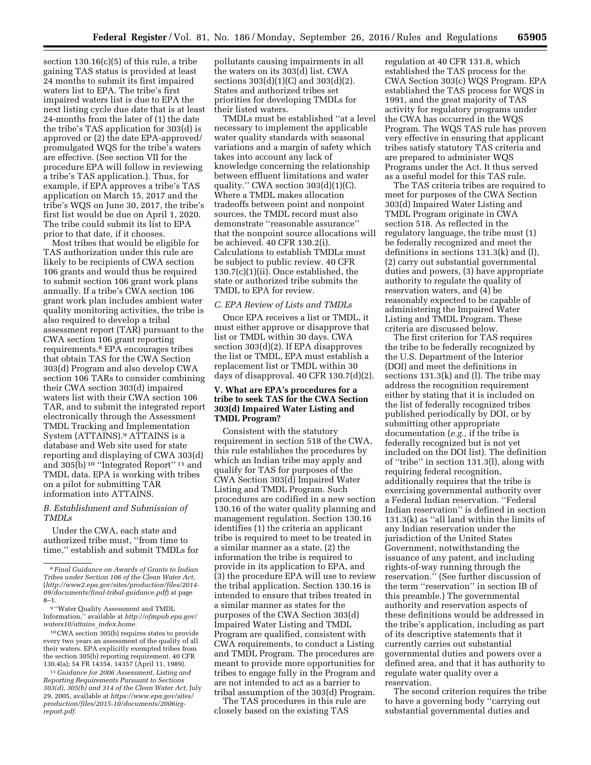section 130.16(c)(5) of this rule, a tribe gaining TAS status is provided at least 24 months to submit its first impaired waters list to EPA. The tribe's first impaired waters list is due to EPA the next listing cycle due date that is at least 24-months from the later of (1) the date the tribe's TAS application for 303(d) is approved or (2) the date EPA-approved/promulgated WQS for the tribe's waters are effective. (See section VII for the procedure EPA will follow in reviewing a tribe's TAS application.). Thus, for example, if EPA approves a tribe's TAS application on March 15, 2017 and the tribe's WQS on June 30, 2017, the tribe's first list would be due on April 1, 2020. The tribe could submit its list to EPA prior to that date, if it chooses.

Most tribes that would be eligible for TAS authorization under this rule are likely to be recipients of CWA section 106 grants and would thus be required to submit section 106 grant work plans annually. If a tribe's CWA section 106 grant work plan includes ambient water quality monitoring activities, the tribe is also required to develop a tribal assessment report (TAR) pursuant to the CWA section 106 grant reporting requirements.[8] EPA encourages tribes that obtain TAS for the CWA Section 303(d) Program and also develop CWA section 106 TARs to consider combining their CWA section 303(d) impaired waters list with their CWA section 106 TAR, and to submit the integrated report electronically through the Assessment TMDL Tracking and Implementation System (ATTAINS).[9] ATTAINS is a database and Web site used for state reporting and displaying of CWA 303(d) and 305(b)[10] "Integrated Report"[11] and TMDL data. EPA is working with tribes on a pilot for submitting TAR information into ATTAINS.

*B. Establishment and Submission of TMDLs*

Under the CWA, each state and authorized tribe must, "from time to time," establish and submit TMDLs for pollutants causing impairments in all the waters on its 303(d) list. CWA sections 303(d)(1)(C) and 303(d)(2). States and authorized tribes set priorities for developing TMDLs for their listed waters.

TMDLs must be established "at a level necessary to implement the applicable water quality standards with seasonal variations and a margin of safety which takes into account any lack of knowledge concerning the relationship between effluent limitations and water quality." CWA section 303(d)(1)(C). Where a TMDL makes allocation tradeoffs between point and nonpoint sources, the TMDL record must also demonstrate "reasonable assurance" that the nonpoint source allocations will be achieved. 40 CFR 130.2(i). Calculations to establish TMDLs must be subject to public review. 40 CFR 130.7(c)(1)(ii). Once established, the state or authorized tribe submits the TMDL to EPA for review.

*C. EPA Review of Lists and TMDLs*

Once EPA receives a list or TMDL, it must either approve or disapprove that list or TMDL within 30 days. CWA section 303(d)(2). If EPA disapproves the list or TMDL, EPA must establish a replacement list or TMDL within 30 days of disapproval. 40 CFR 130.7(d)(2).

**V. What are EPA's procedures for a tribe to seek TAS for the CWA Section 303(d) Impaired Water Listing and TMDL Program?**

Consistent with the statutory requirement in section 518 of the CWA, this rule establishes the procedures by which an Indian tribe may apply and qualify for TAS for purposes of the CWA Section 303(d) Impaired Water Listing and TMDL Program. Such procedures are codified in a new section 130.16 of the water quality planning and management regulation. Section 130.16 identifies (1) the criteria an applicant tribe is required to meet to be treated in a similar manner as a state, (2) the information the tribe is required to provide in its application to EPA, and (3) the procedure EPA will use to review the tribal application. Section 130.16 is intended to ensure that tribes treated in a similar manner as states for the purposes of the CWA Section 303(d) Impaired Water Listing and TMDL Program are qualified, consistent with CWA requirements, to conduct a Listing and TMDL Program. The procedures are meant to provide more opportunities for tribes to engage fully in the Program and are not intended to act as a barrier to tribal assumption of the 303(d) Program.

The TAS procedures in this rule are closely based on the existing TAS regulation at 40 CFR 131.8, which established the TAS process for the CWA Section 303(c) WQS Program. EPA established the TAS process for WQS in 1991, and the great majority of TAS activity for regulatory programs under the CWA has occurred in the WQS Program. The WQS TAS rule has proven very effective in ensuring that applicant tribes satisfy statutory TAS criteria and are prepared to administer WQS Programs under the Act. It thus served as a useful model for this TAS rule.

The TAS criteria tribes are required to meet for purposes of the CWA Section 303(d) Impaired Water Listing and TMDL Program originate in CWA section 518. As reflected in the regulatory language, the tribe must (1) be federally recognized and meet the definitions in sections 131.3(k) and (l), (2) carry out substantial governmental duties and powers, (3) have appropriate authority to regulate the quality of reservation waters, and (4) be reasonably expected to be capable of administering the Impaired Water Listing and TMDL Program. These criteria are discussed below.

The first criterion for TAS requires the tribe to be federally recognized by the U.S. Department of the Interior (DOI) and meet the definitions in sections 131.3(k) and (l). The tribe may address the recognition requirement either by stating that it is included on the list of federally recognized tribes published periodically by DOI, or by submitting other appropriate documentation (*e.g.,* if the tribe is federally recognized but is not yet included on the DOI list). The definition of "tribe" in section 131.3(l), along with requiring federal recognition, additionally requires that the tribe is exercising governmental authority over a Federal Indian reservation. "Federal Indian reservation" is defined in section 131.3(k) as "all land within the limits of any Indian reservation under the jurisdiction of the United States Government, notwithstanding the issuance of any patent, and including rights-of-way running through the reservation." (See further discussion of the term "reservation" in section IB of this preamble.) The governmental authority and reservation aspects of these definitions would be addressed in the tribe's application, including as part of its descriptive statements that it currently carries out substantial governmental duties and powers over a defined area, and that it has authority to regulate water quality over a reservation.

The second criterion requires the tribe to have a governing body "carrying out substantial governmental duties and

---

[8] *Final Guidance on Awards of Grants to Indian Tribes under Section 106 of the Clean Water Act,* (*http://www2.epa.gov/sites/production/files/2014-09/documents/final-tribal-guidance.pdf*) at page 8–1.

[9] "Water Quality Assessment and TMDL Information," available at *http://ofmpub.epa.gov/waters10/attains_index.home.*

[10] CWA section 305(b) requires states to provide every two years an assessment of the quality of all their waters. EPA explicitly exempted tribes from the section 305(b) reporting requirement. 40 CFR 130.4(a); 54 FR 14354, 14357 (April 11, 1989).

[11] *Guidance for 2006 Assessment, Listing and Reporting Requirements Pursuant to Sections 303(d), 305(b) and 314 of the Clean Water Act,* July 29, 2005, available at *https://www.epa.gov/sites/production/files/2015-10/documents/2006irg-report.pdf.*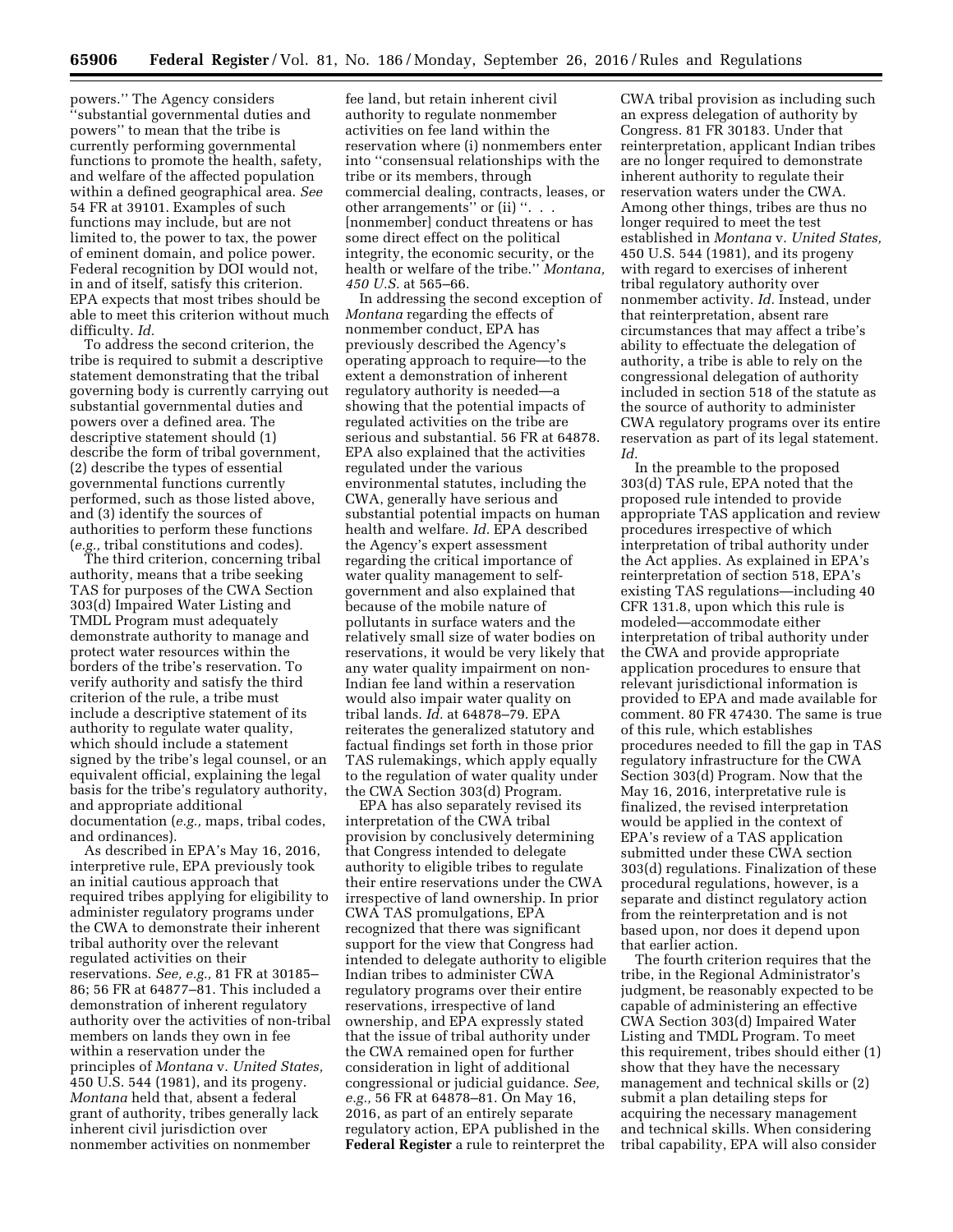powers.'' The Agency considers ''substantial governmental duties and powers'' to mean that the tribe is currently performing governmental functions to promote the health, safety, and welfare of the affected population within a defined geographical area. *See* 54 FR at 39101. Examples of such functions may include, but are not limited to, the power to tax, the power of eminent domain, and police power. Federal recognition by DOI would not, in and of itself, satisfy this criterion. EPA expects that most tribes should be able to meet this criterion without much difficulty. *Id.*

To address the second criterion, the tribe is required to submit a descriptive statement demonstrating that the tribal governing body is currently carrying out substantial governmental duties and powers over a defined area. The descriptive statement should (1) describe the form of tribal government, (2) describe the types of essential governmental functions currently performed, such as those listed above, and (3) identify the sources of authorities to perform these functions (*e.g.,* tribal constitutions and codes).

The third criterion, concerning tribal authority, means that a tribe seeking TAS for purposes of the CWA Section 303(d) Impaired Water Listing and TMDL Program must adequately demonstrate authority to manage and protect water resources within the borders of the tribe's reservation. To verify authority and satisfy the third criterion of the rule, a tribe must include a descriptive statement of its authority to regulate water quality, which should include a statement signed by the tribe's legal counsel, or an equivalent official, explaining the legal basis for the tribe's regulatory authority, and appropriate additional documentation (*e.g.,* maps, tribal codes, and ordinances).

As described in EPA's May 16, 2016, interpretive rule, EPA previously took an initial cautious approach that required tribes applying for eligibility to administer regulatory programs under the CWA to demonstrate their inherent tribal authority over the relevant regulated activities on their reservations. *See, e.g.,* 81 FR at 30185–86; 56 FR at 64877–81. This included a demonstration of inherent regulatory authority over the activities of non-tribal members on lands they own in fee within a reservation under the principles of *Montana* v. *United States,* 450 U.S. 544 (1981), and its progeny. *Montana* held that, absent a federal grant of authority, tribes generally lack inherent civil jurisdiction over nonmember activities on nonmember fee land, but retain inherent civil authority to regulate nonmember activities on fee land within the reservation where (i) nonmembers enter into ''consensual relationships with the tribe or its members, through commercial dealing, contracts, leases, or other arrangements'' or (ii) ''. . . [nonmember] conduct threatens or has some direct effect on the political integrity, the economic security, or the health or welfare of the tribe.'' *Montana, 450 U.S.* at 565–66.

In addressing the second exception of *Montana* regarding the effects of nonmember conduct, EPA has previously described the Agency's operating approach to require—to the extent a demonstration of inherent regulatory authority is needed—a showing that the potential impacts of regulated activities on the tribe are serious and substantial. 56 FR at 64878. EPA also explained that the activities regulated under the various environmental statutes, including the CWA, generally have serious and substantial potential impacts on human health and welfare. *Id.* EPA described the Agency's expert assessment regarding the critical importance of water quality management to self-government and also explained that because of the mobile nature of pollutants in surface waters and the relatively small size of water bodies on reservations, it would be very likely that any water quality impairment on non-Indian fee land within a reservation would also impair water quality on tribal lands. *Id.* at 64878–79. EPA reiterates the generalized statutory and factual findings set forth in those prior TAS rulemakings, which apply equally to the regulation of water quality under the CWA Section 303(d) Program.

EPA has also separately revised its interpretation of the CWA tribal provision by conclusively determining that Congress intended to delegate authority to eligible tribes to regulate their entire reservations under the CWA irrespective of land ownership. In prior CWA TAS promulgations, EPA recognized that there was significant support for the view that Congress had intended to delegate authority to eligible Indian tribes to administer CWA regulatory programs over their entire reservations, irrespective of land ownership, and EPA expressly stated that the issue of tribal authority under the CWA remained open for further consideration in light of additional congressional or judicial guidance. *See, e.g.,* 56 FR at 64878–81. On May 16, 2016, as part of an entirely separate regulatory action, EPA published in the **Federal Register** a rule to reinterpret the CWA tribal provision as including such an express delegation of authority by Congress. 81 FR 30183. Under that reinterpretation, applicant Indian tribes are no longer required to demonstrate inherent authority to regulate their reservation waters under the CWA. Among other things, tribes are thus no longer required to meet the test established in *Montana* v. *United States,* 450 U.S. 544 (1981), and its progeny with regard to exercises of inherent tribal regulatory authority over nonmember activity. *Id.* Instead, under that reinterpretation, absent rare circumstances that may affect a tribe's ability to effectuate the delegation of authority, a tribe is able to rely on the congressional delegation of authority included in section 518 of the statute as the source of authority to administer CWA regulatory programs over its entire reservation as part of its legal statement. *Id.*

In the preamble to the proposed 303(d) TAS rule, EPA noted that the proposed rule intended to provide appropriate TAS application and review procedures irrespective of which interpretation of tribal authority under the Act applies. As explained in EPA's reinterpretation of section 518, EPA's existing TAS regulations—including 40 CFR 131.8, upon which this rule is modeled—accommodate either interpretation of tribal authority under the CWA and provide appropriate application procedures to ensure that relevant jurisdictional information is provided to EPA and made available for comment. 80 FR 47430. The same is true of this rule, which establishes procedures needed to fill the gap in TAS regulatory infrastructure for the CWA Section 303(d) Program. Now that the May 16, 2016, interpretative rule is finalized, the revised interpretation would be applied in the context of EPA's review of a TAS application submitted under these CWA section 303(d) regulations. Finalization of these procedural regulations, however, is a separate and distinct regulatory action from the reinterpretation and is not based upon, nor does it depend upon that earlier action.

The fourth criterion requires that the tribe, in the Regional Administrator's judgment, be reasonably expected to be capable of administering an effective CWA Section 303(d) Impaired Water Listing and TMDL Program. To meet this requirement, tribes should either (1) show that they have the necessary management and technical skills or (2) submit a plan detailing steps for acquiring the necessary management and technical skills. When considering tribal capability, EPA will also consider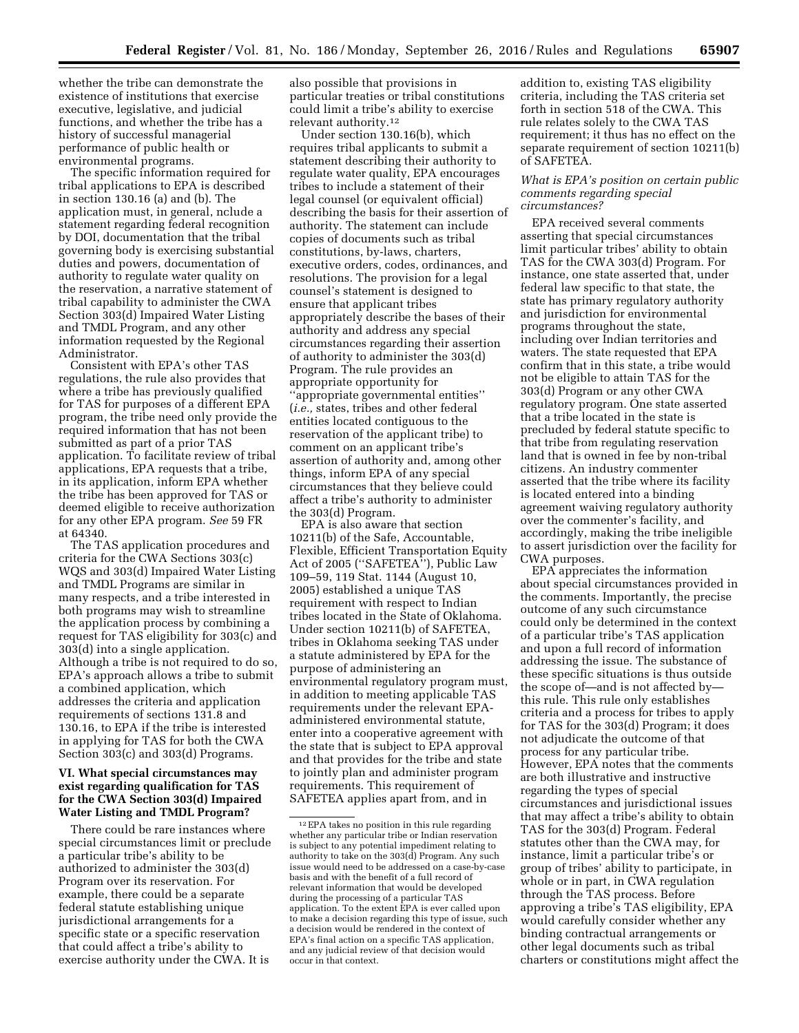whether the tribe can demonstrate the existence of institutions that exercise executive, legislative, and judicial functions, and whether the tribe has a history of successful managerial performance of public health or environmental programs.

The specific information required for tribal applications to EPA is described in section 130.16 (a) and (b). The application must, in general, nclude a statement regarding federal recognition by DOI, documentation that the tribal governing body is exercising substantial duties and powers, documentation of authority to regulate water quality on the reservation, a narrative statement of tribal capability to administer the CWA Section 303(d) Impaired Water Listing and TMDL Program, and any other information requested by the Regional Administrator.

Consistent with EPA's other TAS regulations, the rule also provides that where a tribe has previously qualified for TAS for purposes of a different EPA program, the tribe need only provide the required information that has not been submitted as part of a prior TAS application. To facilitate review of tribal applications, EPA requests that a tribe, in its application, inform EPA whether the tribe has been approved for TAS or deemed eligible to receive authorization for any other EPA program. *See* 59 FR at 64340.

The TAS application procedures and criteria for the CWA Sections 303(c) WQS and 303(d) Impaired Water Listing and TMDL Programs are similar in many respects, and a tribe interested in both programs may wish to streamline the application process by combining a request for TAS eligibility for 303(c) and 303(d) into a single application. Although a tribe is not required to do so, EPA's approach allows a tribe to submit a combined application, which addresses the criteria and application requirements of sections 131.8 and 130.16, to EPA if the tribe is interested in applying for TAS for both the CWA Section 303(c) and 303(d) Programs.

## VI. What special circumstances may exist regarding qualification for TAS for the CWA Section 303(d) Impaired Water Listing and TMDL Program?

There could be rare instances where special circumstances limit or preclude a particular tribe's ability to be authorized to administer the 303(d) Program over its reservation. For example, there could be a separate federal statute establishing unique jurisdictional arrangements for a specific state or a specific reservation that could affect a tribe's ability to exercise authority under the CWA. It is also possible that provisions in particular treaties or tribal constitutions could limit a tribe's ability to exercise relevant authority.[12]

Under section 130.16(b), which requires tribal applicants to submit a statement describing their authority to regulate water quality, EPA encourages tribes to include a statement of their legal counsel (or equivalent official) describing the basis for their assertion of authority. The statement can include copies of documents such as tribal constitutions, by-laws, charters, executive orders, codes, ordinances, and resolutions. The provision for a legal counsel's statement is designed to ensure that applicant tribes appropriately describe the bases of their authority and address any special circumstances regarding their assertion of authority to administer the 303(d) Program. The rule provides an appropriate opportunity for ''appropriate governmental entities'' (*i.e.,* states, tribes and other federal entities located contiguous to the reservation of the applicant tribe) to comment on an applicant tribe's assertion of authority and, among other things, inform EPA of any special circumstances that they believe could affect a tribe's authority to administer the 303(d) Program.

EPA is also aware that section 10211(b) of the Safe, Accountable, Flexible, Efficient Transportation Equity Act of 2005 (''SAFETEA''), Public Law 109–59, 119 Stat. 1144 (August 10, 2005) established a unique TAS requirement with respect to Indian tribes located in the State of Oklahoma. Under section 10211(b) of SAFETEA, tribes in Oklahoma seeking TAS under a statute administered by EPA for the purpose of administering an environmental regulatory program must, in addition to meeting applicable TAS requirements under the relevant EPA-administered environmental statute, enter into a cooperative agreement with the state that is subject to EPA approval and that provides for the tribe and state to jointly plan and administer program requirements. This requirement of SAFETEA applies apart from, and in addition to, existing TAS eligibility criteria, including the TAS criteria set forth in section 518 of the CWA. This rule relates solely to the CWA TAS requirement; it thus has no effect on the separate requirement of section 10211(b) of SAFETEA.

### What is EPA's position on certain public comments regarding special circumstances?

EPA received several comments asserting that special circumstances limit particular tribes' ability to obtain TAS for the CWA 303(d) Program. For instance, one state asserted that, under federal law specific to that state, the state has primary regulatory authority and jurisdiction for environmental programs throughout the state, including over Indian territories and waters. The state requested that EPA confirm that in this state, a tribe would not be eligible to attain TAS for the 303(d) Program or any other CWA regulatory program. One state asserted that a tribe located in the state is precluded by federal statute specific to that tribe from regulating reservation land that is owned in fee by non-tribal citizens. An industry commenter asserted that the tribe where its facility is located entered into a binding agreement waiving regulatory authority over the commenter's facility, and accordingly, making the tribe ineligible to assert jurisdiction over the facility for CWA purposes.

EPA appreciates the information about special circumstances provided in the comments. Importantly, the precise outcome of any such circumstance could only be determined in the context of a particular tribe's TAS application and upon a full record of information addressing the issue. The substance of these specific situations is thus outside the scope of—and is not affected by—this rule. This rule only establishes criteria and a process for tribes to apply for TAS for the 303(d) Program; it does not adjudicate the outcome of that process for any particular tribe. However, EPA notes that the comments are both illustrative and instructive regarding the types of special circumstances and jurisdictional issues that may affect a tribe's ability to obtain TAS for the 303(d) Program. Federal statutes other than the CWA may, for instance, limit a particular tribe's or group of tribes' ability to participate, in whole or in part, in CWA regulation through the TAS process. Before approving a tribe's TAS eligibility, EPA would carefully consider whether any binding contractual arrangements or other legal documents such as tribal charters or constitutions might affect the

[12] EPA takes no position in this rule regarding whether any particular tribe or Indian reservation is subject to any potential impediment relating to authority to take on the 303(d) Program. Any such issue would need to be addressed on a case-by-case basis and with the benefit of a full record of relevant information that would be developed during the processing of a particular TAS application. To the extent EPA is ever called upon to make a decision regarding this type of issue, such a decision would be rendered in the context of EPA's final action on a specific TAS application, and any judicial review of that decision would occur in that context.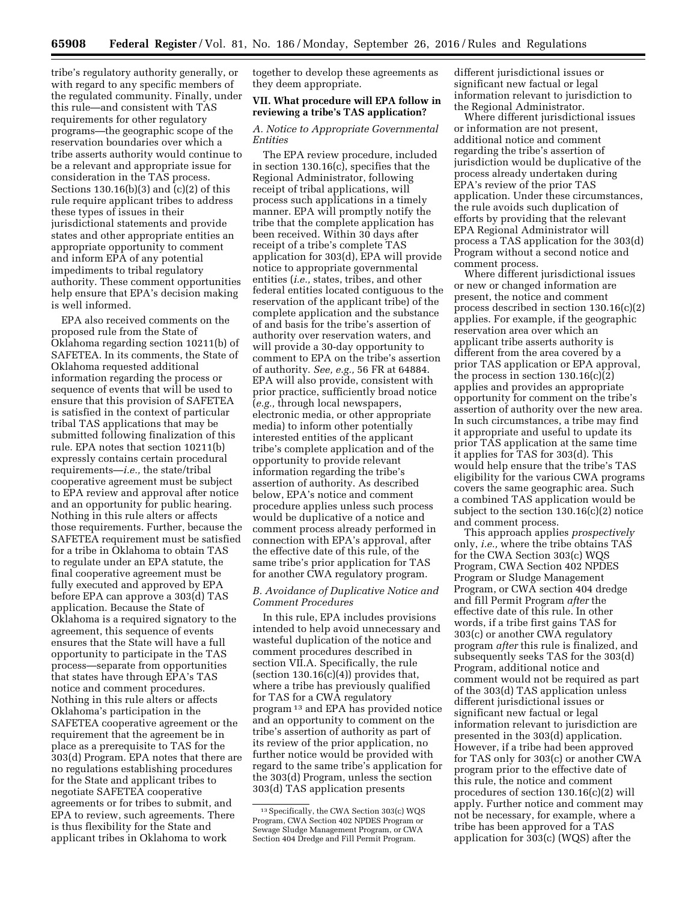tribe's regulatory authority generally, or with regard to any specific members of the regulated community. Finally, under this rule—and consistent with TAS requirements for other regulatory programs—the geographic scope of the reservation boundaries over which a tribe asserts authority would continue to be a relevant and appropriate issue for consideration in the TAS process. Sections 130.16(b)(3) and (c)(2) of this rule require applicant tribes to address these types of issues in their jurisdictional statements and provide states and other appropriate entities an appropriate opportunity to comment and inform EPA of any potential impediments to tribal regulatory authority. These comment opportunities help ensure that EPA's decision making is well informed.

EPA also received comments on the proposed rule from the State of Oklahoma regarding section 10211(b) of SAFETEA. In its comments, the State of Oklahoma requested additional information regarding the process or sequence of events that will be used to ensure that this provision of SAFETEA is satisfied in the context of particular tribal TAS applications that may be submitted following finalization of this rule. EPA notes that section 10211(b) expressly contains certain procedural requirements—*i.e.,* the state/tribal cooperative agreement must be subject to EPA review and approval after notice and an opportunity for public hearing. Nothing in this rule alters or affects those requirements. Further, because the SAFETEA requirement must be satisfied for a tribe in Oklahoma to obtain TAS to regulate under an EPA statute, the final cooperative agreement must be fully executed and approved by EPA before EPA can approve a 303(d) TAS application. Because the State of Oklahoma is a required signatory to the agreement, this sequence of events ensures that the State will have a full opportunity to participate in the TAS process—separate from opportunities that states have through EPA's TAS notice and comment procedures. Nothing in this rule alters or affects Oklahoma's participation in the SAFETEA cooperative agreement or the requirement that the agreement be in place as a prerequisite to TAS for the 303(d) Program. EPA notes that there are no regulations establishing procedures for the State and applicant tribes to negotiate SAFETEA cooperative agreements or for tribes to submit, and EPA to review, such agreements. There is thus flexibility for the State and applicant tribes in Oklahoma to work together to develop these agreements as they deem appropriate.

## VII. What procedure will EPA follow in reviewing a tribe's TAS application?

### A. Notice to Appropriate Governmental Entities

The EPA review procedure, included in section 130.16(c), specifies that the Regional Administrator, following receipt of tribal applications, will process such applications in a timely manner. EPA will promptly notify the tribe that the complete application has been received. Within 30 days after receipt of a tribe's complete TAS application for 303(d), EPA will provide notice to appropriate governmental entities (*i.e.,* states, tribes, and other federal entities located contiguous to the reservation of the applicant tribe) of the complete application and the substance of and basis for the tribe's assertion of authority over reservation waters, and will provide a 30-day opportunity to comment to EPA on the tribe's assertion of authority. *See, e.g.,* 56 FR at 64884. EPA will also provide, consistent with prior practice, sufficiently broad notice (*e.g.,* through local newspapers, electronic media, or other appropriate media) to inform other potentially interested entities of the applicant tribe's complete application and of the opportunity to provide relevant information regarding the tribe's assertion of authority. As described below, EPA's notice and comment procedure applies unless such process would be duplicative of a notice and comment process already performed in connection with EPA's approval, after the effective date of this rule, of the same tribe's prior application for TAS for another CWA regulatory program.

### B. Avoidance of Duplicative Notice and Comment Procedures

In this rule, EPA includes provisions intended to help avoid unnecessary and wasteful duplication of the notice and comment procedures described in section VII.A. Specifically, the rule (section 130.16(c)(4)) provides that, where a tribe has previously qualified for TAS for a CWA regulatory program [13] and EPA has provided notice and an opportunity to comment on the tribe's assertion of authority as part of its review of the prior application, no further notice would be provided with regard to the same tribe's application for the 303(d) Program, unless the section 303(d) TAS application presents different jurisdictional issues or significant new factual or legal information relevant to jurisdiction to the Regional Administrator.

Where different jurisdictional issues or information are not present, additional notice and comment regarding the tribe's assertion of jurisdiction would be duplicative of the process already undertaken during EPA's review of the prior TAS application. Under these circumstances, the rule avoids such duplication of efforts by providing that the relevant EPA Regional Administrator will process a TAS application for the 303(d) Program without a second notice and comment process.

Where different jurisdictional issues or new or changed information are present, the notice and comment process described in section 130.16(c)(2) applies. For example, if the geographic reservation area over which an applicant tribe asserts authority is different from the area covered by a prior TAS application or EPA approval, the process in section 130.16(c)(2) applies and provides an appropriate opportunity for comment on the tribe's assertion of authority over the new area. In such circumstances, a tribe may find it appropriate and useful to update its prior TAS application at the same time it applies for TAS for 303(d). This would help ensure that the tribe's TAS eligibility for the various CWA programs covers the same geographic area. Such a combined TAS application would be subject to the section 130.16(c)(2) notice and comment process.

This approach applies *prospectively* only, *i.e.,* where the tribe obtains TAS for the CWA Section 303(c) WQS Program, CWA Section 402 NPDES Program or Sludge Management Program, or CWA section 404 dredge and fill Permit Program *after* the effective date of this rule. In other words, if a tribe first gains TAS for 303(c) or another CWA regulatory program *after* this rule is finalized, and subsequently seeks TAS for the 303(d) Program, additional notice and comment would not be required as part of the 303(d) TAS application unless different jurisdictional issues or significant new factual or legal information relevant to jurisdiction are presented in the 303(d) application. However, if a tribe had been approved for TAS only for 303(c) or another CWA program prior to the effective date of this rule, the notice and comment procedures of section 130.16(c)(2) will apply. Further notice and comment may not be necessary, for example, where a tribe has been approved for a TAS application for 303(c) (WQS) after the

[13] Specifically, the CWA Section 303(c) WQS Program, CWA Section 402 NPDES Program or Sewage Sludge Management Program, or CWA Section 404 Dredge and Fill Permit Program.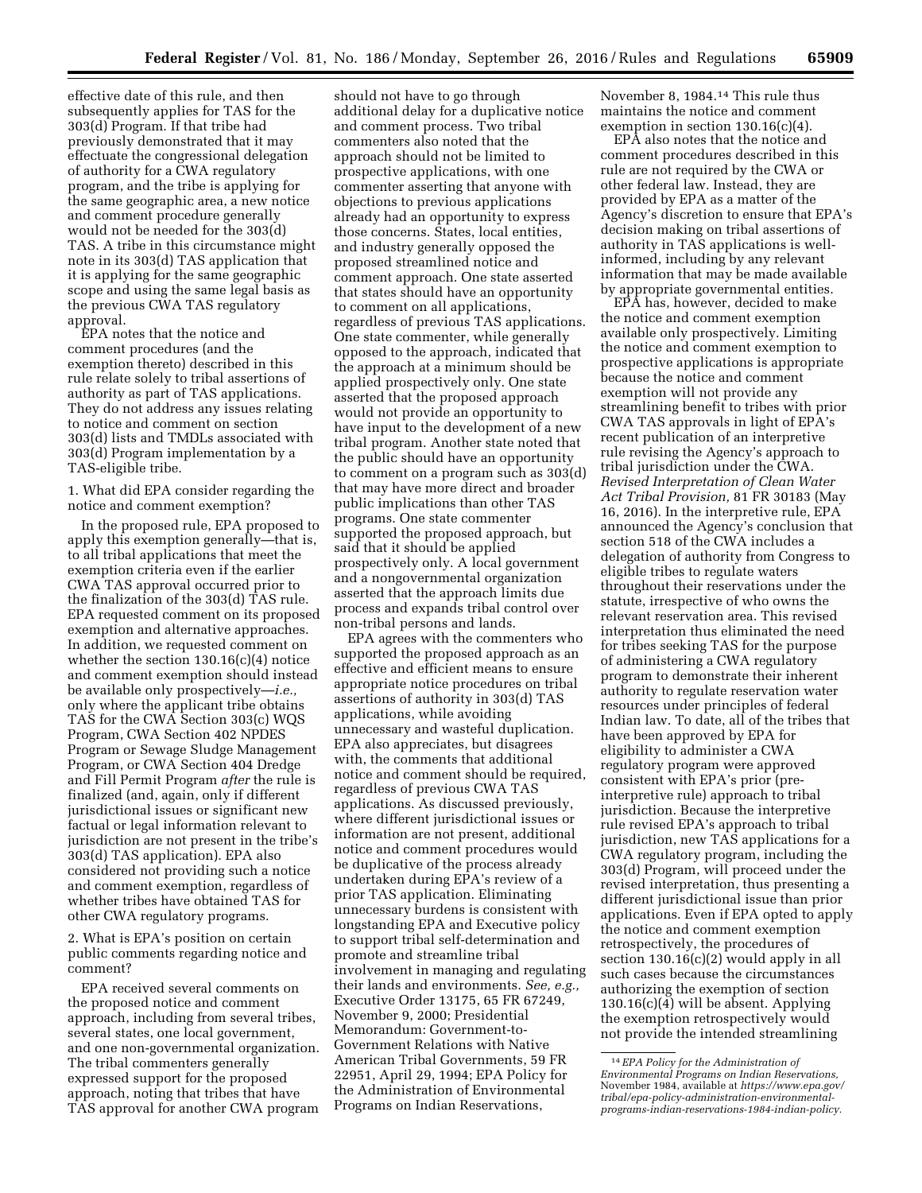effective date of this rule, and then subsequently applies for TAS for the 303(d) Program. If that tribe had previously demonstrated that it may effectuate the congressional delegation of authority for a CWA regulatory program, and the tribe is applying for the same geographic area, a new notice and comment procedure generally would not be needed for the 303(d) TAS. A tribe in this circumstance might note in its 303(d) TAS application that it is applying for the same geographic scope and using the same legal basis as the previous CWA TAS regulatory approval.

EPA notes that the notice and comment procedures (and the exemption thereto) described in this rule relate solely to tribal assertions of authority as part of TAS applications. They do not address any issues relating to notice and comment on section 303(d) lists and TMDLs associated with 303(d) Program implementation by a TAS-eligible tribe.

1. What did EPA consider regarding the notice and comment exemption?

In the proposed rule, EPA proposed to apply this exemption generally—that is, to all tribal applications that meet the exemption criteria even if the earlier CWA TAS approval occurred prior to the finalization of the 303(d) TAS rule. EPA requested comment on its proposed exemption and alternative approaches. In addition, we requested comment on whether the section 130.16(c)(4) notice and comment exemption should instead be available only prospectively—*i.e.,* only where the applicant tribe obtains TAS for the CWA Section 303(c) WQS Program, CWA Section 402 NPDES Program or Sewage Sludge Management Program, or CWA Section 404 Dredge and Fill Permit Program *after* the rule is finalized (and, again, only if different jurisdictional issues or significant new factual or legal information relevant to jurisdiction are not present in the tribe's 303(d) TAS application). EPA also considered not providing such a notice and comment exemption, regardless of whether tribes have obtained TAS for other CWA regulatory programs.

2. What is EPA's position on certain public comments regarding notice and comment?

EPA received several comments on the proposed notice and comment approach, including from several tribes, several states, one local government, and one non-governmental organization. The tribal commenters generally expressed support for the proposed approach, noting that tribes that have TAS approval for another CWA program should not have to go through additional delay for a duplicative notice and comment process. Two tribal commenters also noted that the approach should not be limited to prospective applications, with one commenter asserting that anyone with objections to previous applications already had an opportunity to express those concerns. States, local entities, and industry generally opposed the proposed streamlined notice and comment approach. One state asserted that states should have an opportunity to comment on all applications, regardless of previous TAS applications. One state commenter, while generally opposed to the approach, indicated that the approach at a minimum should be applied prospectively only. One state asserted that the proposed approach would not provide an opportunity to have input to the development of a new tribal program. Another state noted that the public should have an opportunity to comment on a program such as 303(d) that may have more direct and broader public implications than other TAS programs. One state commenter supported the proposed approach, but said that it should be applied prospectively only. A local government and a nongovernmental organization asserted that the approach limits due process and expands tribal control over non-tribal persons and lands.

EPA agrees with the commenters who supported the proposed approach as an effective and efficient means to ensure appropriate notice procedures on tribal assertions of authority in 303(d) TAS applications, while avoiding unnecessary and wasteful duplication. EPA also appreciates, but disagrees with, the comments that additional notice and comment should be required, regardless of previous CWA TAS applications. As discussed previously, where different jurisdictional issues or information are not present, additional notice and comment procedures would be duplicative of the process already undertaken during EPA's review of a prior TAS application. Eliminating unnecessary burdens is consistent with longstanding EPA and Executive policy to support tribal self-determination and promote and streamline tribal involvement in managing and regulating their lands and environments. *See, e.g.,* Executive Order 13175, 65 FR 67249, November 9, 2000; Presidential Memorandum: Government-to-Government Relations with Native American Tribal Governments, 59 FR 22951, April 29, 1994; EPA Policy for the Administration of Environmental Programs on Indian Reservations, November 8, 1984.[14] This rule thus maintains the notice and comment exemption in section 130.16(c)(4).

EPA also notes that the notice and comment procedures described in this rule are not required by the CWA or other federal law. Instead, they are provided by EPA as a matter of the Agency's discretion to ensure that EPA's decision making on tribal assertions of authority in TAS applications is well-informed, including by any relevant information that may be made available by appropriate governmental entities.

EPA has, however, decided to make the notice and comment exemption available only prospectively. Limiting the notice and comment exemption to prospective applications is appropriate because the notice and comment exemption will not provide any streamlining benefit to tribes with prior CWA TAS approvals in light of EPA's recent publication of an interpretive rule revising the Agency's approach to tribal jurisdiction under the CWA. *Revised Interpretation of Clean Water Act Tribal Provision,* 81 FR 30183 (May 16, 2016). In the interpretive rule, EPA announced the Agency's conclusion that section 518 of the CWA includes a delegation of authority from Congress to eligible tribes to regulate waters throughout their reservations under the statute, irrespective of who owns the relevant reservation area. This revised interpretation thus eliminated the need for tribes seeking TAS for the purpose of administering a CWA regulatory program to demonstrate their inherent authority to regulate reservation water resources under principles of federal Indian law. To date, all of the tribes that have been approved by EPA for eligibility to administer a CWA regulatory program were approved consistent with EPA's prior (pre-interpretive rule) approach to tribal jurisdiction. Because the interpretive rule revised EPA's approach to tribal jurisdiction, new TAS applications for a CWA regulatory program, including the 303(d) Program, will proceed under the revised interpretation, thus presenting a different jurisdictional issue than prior applications. Even if EPA opted to apply the notice and comment exemption retrospectively, the procedures of section 130.16(c)(2) would apply in all such cases because the circumstances authorizing the exemption of section 130.16(c)(4) will be absent. Applying the exemption retrospectively would not provide the intended streamlining

[14] *EPA Policy for the Administration of Environmental Programs on Indian Reservations,* November 1984, available at *https://www.epa.gov/tribal/epa-policy-administration-environmental-programs-indian-reservations-1984-indian-policy.*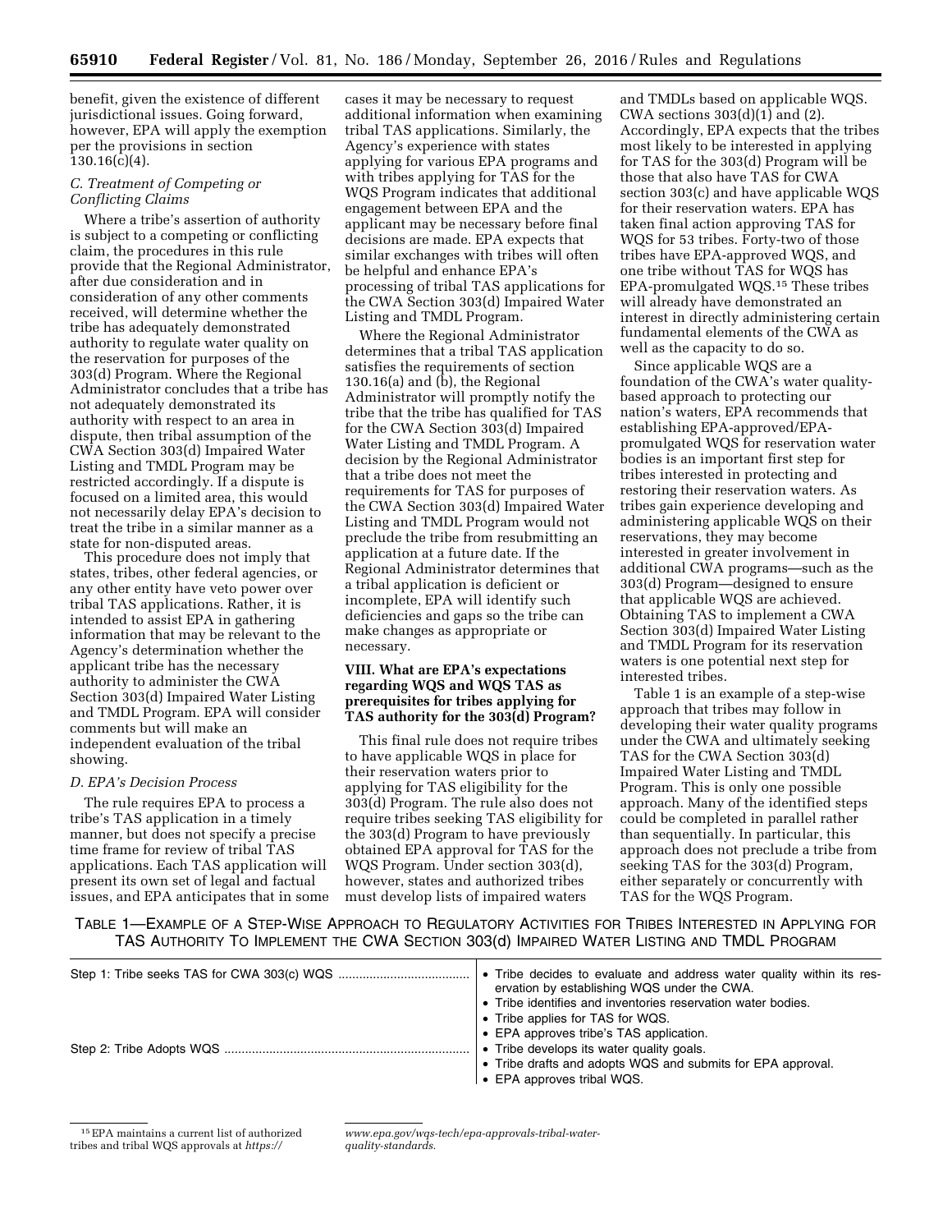benefit, given the existence of different jurisdictional issues. Going forward, however, EPA will apply the exemption per the provisions in section 130.16(c)(4).

### C. Treatment of Competing or Conflicting Claims

Where a tribe's assertion of authority is subject to a competing or conflicting claim, the procedures in this rule provide that the Regional Administrator, after due consideration and in consideration of any other comments received, will determine whether the tribe has adequately demonstrated authority to regulate water quality on the reservation for purposes of the 303(d) Program. Where the Regional Administrator concludes that a tribe has not adequately demonstrated its authority with respect to an area in dispute, then tribal assumption of the CWA Section 303(d) Impaired Water Listing and TMDL Program may be restricted accordingly. If a dispute is focused on a limited area, this would not necessarily delay EPA's decision to treat the tribe in a similar manner as a state for non-disputed areas.

This procedure does not imply that states, tribes, other federal agencies, or any other entity have veto power over tribal TAS applications. Rather, it is intended to assist EPA in gathering information that may be relevant to the Agency's determination whether the applicant tribe has the necessary authority to administer the CWA Section 303(d) Impaired Water Listing and TMDL Program. EPA will consider comments but will make an independent evaluation of the tribal showing.

### D. EPA's Decision Process

The rule requires EPA to process a tribe's TAS application in a timely manner, but does not specify a precise time frame for review of tribal TAS applications. Each TAS application will present its own set of legal and factual issues, and EPA anticipates that in some cases it may be necessary to request additional information when examining tribal TAS applications. Similarly, the Agency's experience with states applying for various EPA programs and with tribes applying for TAS for the WQS Program indicates that additional engagement between EPA and the applicant may be necessary before final decisions are made. EPA expects that similar exchanges with tribes will often be helpful and enhance EPA's processing of tribal TAS applications for the CWA Section 303(d) Impaired Water Listing and TMDL Program.

Where the Regional Administrator determines that a tribal TAS application satisfies the requirements of section 130.16(a) and (b), the Regional Administrator will promptly notify the tribe that the tribe has qualified for TAS for the CWA Section 303(d) Impaired Water Listing and TMDL Program. A decision by the Regional Administrator that a tribe does not meet the requirements for TAS for purposes of the CWA Section 303(d) Impaired Water Listing and TMDL Program would not preclude the tribe from resubmitting an application at a future date. If the Regional Administrator determines that a tribal application is deficient or incomplete, EPA will identify such deficiencies and gaps so the tribe can make changes as appropriate or necessary.

## VIII. What are EPA's expectations regarding WQS and WQS TAS as prerequisites for tribes applying for TAS authority for the 303(d) Program?

This final rule does not require tribes to have applicable WQS in place for their reservation waters prior to applying for TAS eligibility for the 303(d) Program. The rule also does not require tribes seeking TAS eligibility for the 303(d) Program to have previously obtained EPA approval for TAS for the WQS Program. Under section 303(d), however, states and authorized tribes must develop lists of impaired waters and TMDLs based on applicable WQS. CWA sections 303(d)(1) and (2). Accordingly, EPA expects that the tribes most likely to be interested in applying for TAS for the 303(d) Program will be those that also have TAS for CWA section 303(c) and have applicable WQS for their reservation waters. EPA has taken final action approving TAS for WQS for 53 tribes. Forty-two of those tribes have EPA-approved WQS, and one tribe without TAS for WQS has EPA-promulgated WQS.[15] These tribes will already have demonstrated an interest in directly administering certain fundamental elements of the CWA as well as the capacity to do so.

Since applicable WQS are a foundation of the CWA's water quality-based approach to protecting our nation's waters, EPA recommends that establishing EPA-approved/EPA-promulgated WQS for reservation water bodies is an important first step for tribes interested in protecting and restoring their reservation waters. As tribes gain experience developing and administering applicable WQS on their reservations, they may become interested in greater involvement in additional CWA programs—such as the 303(d) Program—designed to ensure that applicable WQS are achieved. Obtaining TAS to implement a CWA Section 303(d) Impaired Water Listing and TMDL Program for its reservation waters is one potential next step for interested tribes.

Table 1 is an example of a step-wise approach that tribes may follow in developing their water quality programs under the CWA and ultimately seeking TAS for the CWA Section 303(d) Impaired Water Listing and TMDL Program. This is only one possible approach. Many of the identified steps could be completed in parallel rather than sequentially. In particular, this approach does not preclude a tribe from seeking TAS for the 303(d) Program, either separately or concurrently with TAS for the WQS Program.

TABLE 1—EXAMPLE OF A STEP-WISE APPROACH TO REGULATORY ACTIVITIES FOR TRIBES INTERESTED IN APPLYING FOR TAS AUTHORITY TO IMPLEMENT THE CWA SECTION 303(d) IMPAIRED WATER LISTING AND TMDL PROGRAM

| | |
|---|---|
| Step 1: Tribe seeks TAS for CWA 303(c) WQS | • Tribe decides to evaluate and address water quality within its reservation by establishing WQS under the CWA.<br>• Tribe identifies and inventories reservation water bodies.<br>• Tribe applies for TAS for WQS.<br>• EPA approves tribe's TAS application. |
| Step 2: Tribe Adopts WQS | • Tribe develops its water quality goals.<br>• Tribe drafts and adopts WQS and submits for EPA approval.<br>• EPA approves tribal WQS. |

[15] EPA maintains a current list of authorized tribes and tribal WQS approvals at *https://www.epa.gov/wqs-tech/epa-approvals-tribal-water-quality-standards.*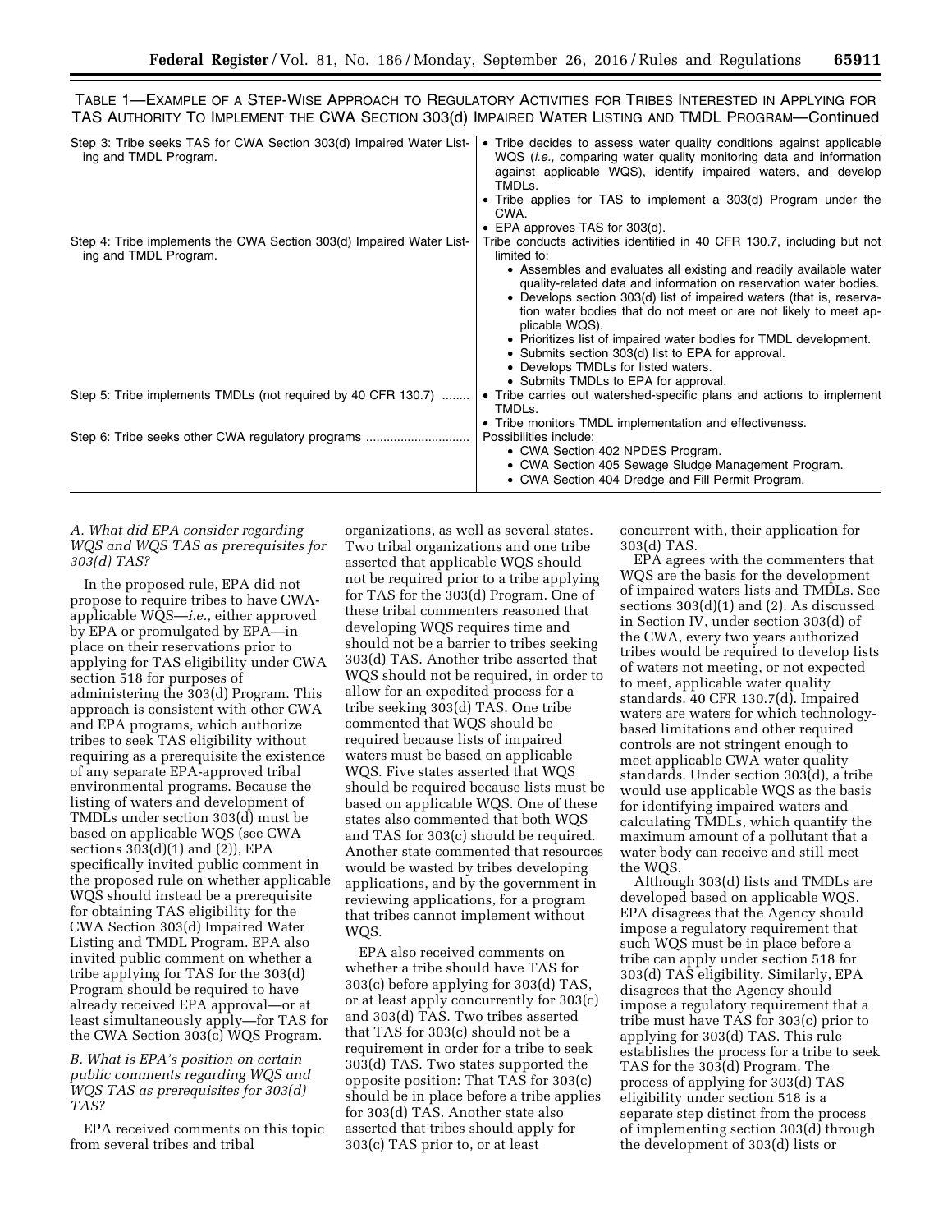TABLE 1—EXAMPLE OF A STEP-WISE APPROACH TO REGULATORY ACTIVITIES FOR TRIBES INTERESTED IN APPLYING FOR TAS AUTHORITY TO IMPLEMENT THE CWA SECTION 303(d) IMPAIRED WATER LISTING AND TMDL PROGRAM—Continued

| | |
|---|---|
| Step 3: Tribe seeks TAS for CWA Section 303(d) Impaired Water Listing and TMDL Program. | • Tribe decides to assess water quality conditions against applicable WQS (*i.e.,* comparing water quality monitoring data and information against applicable WQS), identify impaired waters, and develop TMDLs.<br>• Tribe applies for TAS to implement a 303(d) Program under the CWA.<br>• EPA approves TAS for 303(d). |
| Step 4: Tribe implements the CWA Section 303(d) Impaired Water Listing and TMDL Program. | Tribe conducts activities identified in 40 CFR 130.7, including but not limited to:<br>• Assembles and evaluates all existing and readily available water quality-related data and information on reservation water bodies.<br>• Develops section 303(d) list of impaired waters (that is, reservation water bodies that do not meet or are not likely to meet applicable WQS).<br>• Prioritizes list of impaired water bodies for TMDL development.<br>• Submits section 303(d) list to EPA for approval.<br>• Develops TMDLs for listed waters.<br>• Submits TMDLs to EPA for approval. |
| Step 5: Tribe implements TMDLs (not required by 40 CFR 130.7) | • Tribe carries out watershed-specific plans and actions to implement TMDLs.<br>• Tribe monitors TMDL implementation and effectiveness. |
| Step 6: Tribe seeks other CWA regulatory programs | Possibilities include:<br>• CWA Section 402 NPDES Program.<br>• CWA Section 405 Sewage Sludge Management Program.<br>• CWA Section 404 Dredge and Fill Permit Program. |

*A. What did EPA consider regarding WQS and WQS TAS as prerequisites for 303(d) TAS?*

In the proposed rule, EPA did not propose to require tribes to have CWA-applicable WQS—*i.e.,* either approved by EPA or promulgated by EPA—in place on their reservations prior to applying for TAS eligibility under CWA section 518 for purposes of administering the 303(d) Program. This approach is consistent with other CWA and EPA programs, which authorize tribes to seek TAS eligibility without requiring as a prerequisite the existence of any separate EPA-approved tribal environmental programs. Because the listing of waters and development of TMDLs under section 303(d) must be based on applicable WQS (see CWA sections 303(d)(1) and (2)), EPA specifically invited public comment in the proposed rule on whether applicable WQS should instead be a prerequisite for obtaining TAS eligibility for the CWA Section 303(d) Impaired Water Listing and TMDL Program. EPA also invited public comment on whether a tribe applying for TAS for the 303(d) Program should be required to have already received EPA approval—or at least simultaneously apply—for TAS for the CWA Section 303(c) WQS Program.

*B. What is EPA's position on certain public comments regarding WQS and WQS TAS as prerequisites for 303(d) TAS?*

EPA received comments on this topic from several tribes and tribal organizations, as well as several states. Two tribal organizations and one tribe asserted that applicable WQS should not be required prior to a tribe applying for TAS for the 303(d) Program. One of these tribal commenters reasoned that developing WQS requires time and should not be a barrier to tribes seeking 303(d) TAS. Another tribe asserted that WQS should not be required, in order to allow for an expedited process for a tribe seeking 303(d) TAS. One tribe commented that WQS should be required because lists of impaired waters must be based on applicable WQS. Five states asserted that WQS should be required because lists must be based on applicable WQS. One of these states also commented that both WQS and TAS for 303(c) should be required. Another state commented that resources would be wasted by tribes developing applications, and by the government in reviewing applications, for a program that tribes cannot implement without WQS.

EPA also received comments on whether a tribe should have TAS for 303(c) before applying for 303(d) TAS, or at least apply concurrently for 303(c) and 303(d) TAS. Two tribes asserted that TAS for 303(c) should not be a requirement in order for a tribe to seek 303(d) TAS. Two states supported the opposite position: That TAS for 303(c) should be in place before a tribe applies for 303(d) TAS. Another state also asserted that tribes should apply for 303(c) TAS prior to, or at least concurrent with, their application for 303(d) TAS.

EPA agrees with the commenters that WQS are the basis for the development of impaired waters lists and TMDLs. See sections 303(d)(1) and (2). As discussed in Section IV, under section 303(d) of the CWA, every two years authorized tribes would be required to develop lists of waters not meeting, or not expected to meet, applicable water quality standards. 40 CFR 130.7(d). Impaired waters are waters for which technology-based limitations and other required controls are not stringent enough to meet applicable CWA water quality standards. Under section 303(d), a tribe would use applicable WQS as the basis for identifying impaired waters and calculating TMDLs, which quantify the maximum amount of a pollutant that a water body can receive and still meet the WQS.

Although 303(d) lists and TMDLs are developed based on applicable WQS, EPA disagrees that the Agency should impose a regulatory requirement that such WQS must be in place before a tribe can apply under section 518 for 303(d) TAS eligibility. Similarly, EPA disagrees that the Agency should impose a regulatory requirement that a tribe must have TAS for 303(c) prior to applying for 303(d) TAS. This rule establishes the process for a tribe to seek TAS for the 303(d) Program. The process of applying for 303(d) TAS eligibility under section 518 is a separate step distinct from the process of implementing section 303(d) through the development of 303(d) lists or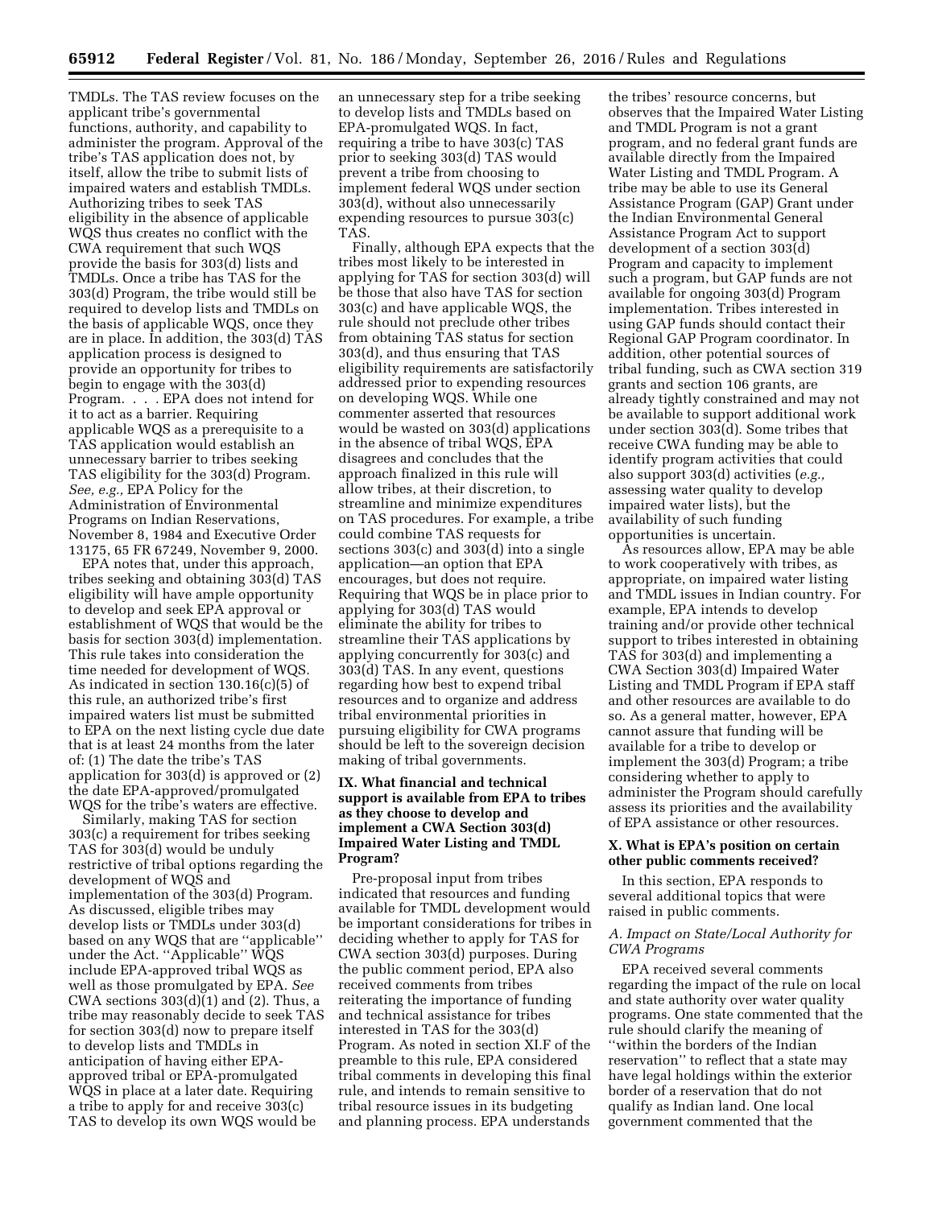TMDLs. The TAS review focuses on the applicant tribe's governmental functions, authority, and capability to administer the program. Approval of the tribe's TAS application does not, by itself, allow the tribe to submit lists of impaired waters and establish TMDLs. Authorizing tribes to seek TAS eligibility in the absence of applicable WQS thus creates no conflict with the CWA requirement that such WQS provide the basis for 303(d) lists and TMDLs. Once a tribe has TAS for the 303(d) Program, the tribe would still be required to develop lists and TMDLs on the basis of applicable WQS, once they are in place. In addition, the 303(d) TAS application process is designed to provide an opportunity for tribes to begin to engage with the 303(d) Program. . . . EPA does not intend for it to act as a barrier. Requiring applicable WQS as a prerequisite to a TAS application would establish an unnecessary barrier to tribes seeking TAS eligibility for the 303(d) Program. *See, e.g.,* EPA Policy for the Administration of Environmental Programs on Indian Reservations, November 8, 1984 and Executive Order 13175, 65 FR 67249, November 9, 2000.

EPA notes that, under this approach, tribes seeking and obtaining 303(d) TAS eligibility will have ample opportunity to develop and seek EPA approval or establishment of WQS that would be the basis for section 303(d) implementation. This rule takes into consideration the time needed for development of WQS. As indicated in section 130.16(c)(5) of this rule, an authorized tribe's first impaired waters list must be submitted to EPA on the next listing cycle due date that is at least 24 months from the later of: (1) The date the tribe's TAS application for 303(d) is approved or (2) the date EPA-approved/promulgated WQS for the tribe's waters are effective.

Similarly, making TAS for section 303(c) a requirement for tribes seeking TAS for 303(d) would be unduly restrictive of tribal options regarding the development of WQS and implementation of the 303(d) Program. As discussed, eligible tribes may develop lists or TMDLs under 303(d) based on any WQS that are ''applicable'' under the Act. ''Applicable'' WQS include EPA-approved tribal WQS as well as those promulgated by EPA. *See* CWA sections 303(d)(1) and (2). Thus, a tribe may reasonably decide to seek TAS for section 303(d) now to prepare itself to develop lists and TMDLs in anticipation of having either EPA-approved tribal or EPA-promulgated WQS in place at a later date. Requiring a tribe to apply for and receive 303(c) TAS to develop its own WQS would be an unnecessary step for a tribe seeking to develop lists and TMDLs based on EPA-promulgated WQS. In fact, requiring a tribe to have 303(c) TAS prior to seeking 303(d) TAS would prevent a tribe from choosing to implement federal WQS under section 303(d), without also unnecessarily expending resources to pursue 303(c) TAS.

Finally, although EPA expects that the tribes most likely to be interested in applying for TAS for section 303(d) will be those that also have TAS for section 303(c) and have applicable WQS, the rule should not preclude other tribes from obtaining TAS status for section 303(d), and thus ensuring that TAS eligibility requirements are satisfactorily addressed prior to expending resources on developing WQS. While one commenter asserted that resources would be wasted on 303(d) applications in the absence of tribal WQS, EPA disagrees and concludes that the approach finalized in this rule will allow tribes, at their discretion, to streamline and minimize expenditures on TAS procedures. For example, a tribe could combine TAS requests for sections 303(c) and 303(d) into a single application—an option that EPA encourages, but does not require. Requiring that WQS be in place prior to applying for 303(d) TAS would eliminate the ability for tribes to streamline their TAS applications by applying concurrently for 303(c) and 303(d) TAS. In any event, questions regarding how best to expend tribal resources and to organize and address tribal environmental priorities in pursuing eligibility for CWA programs should be left to the sovereign decision making of tribal governments.

## IX. What financial and technical support is available from EPA to tribes as they choose to develop and implement a CWA Section 303(d) Impaired Water Listing and TMDL Program?

Pre-proposal input from tribes indicated that resources and funding available for TMDL development would be important considerations for tribes in deciding whether to apply for TAS for CWA section 303(d) purposes. During the public comment period, EPA also received comments from tribes reiterating the importance of funding and technical assistance for tribes interested in TAS for the 303(d) Program. As noted in section XI.F of the preamble to this rule, EPA considered tribal comments in developing this final rule, and intends to remain sensitive to tribal resource issues in its budgeting and planning process. EPA understands the tribes' resource concerns, but observes that the Impaired Water Listing and TMDL Program is not a grant program, and no federal grant funds are available directly from the Impaired Water Listing and TMDL Program. A tribe may be able to use its General Assistance Program (GAP) Grant under the Indian Environmental General Assistance Program Act to support development of a section 303(d) Program and capacity to implement such a program, but GAP funds are not available for ongoing 303(d) Program implementation. Tribes interested in using GAP funds should contact their Regional GAP Program coordinator. In addition, other potential sources of tribal funding, such as CWA section 319 grants and section 106 grants, are already tightly constrained and may not be available to support additional work under section 303(d). Some tribes that receive CWA funding may be able to identify program activities that could also support 303(d) activities (*e.g.,* assessing water quality to develop impaired water lists), but the availability of such funding opportunities is uncertain.

As resources allow, EPA may be able to work cooperatively with tribes, as appropriate, on impaired water listing and TMDL issues in Indian country. For example, EPA intends to develop training and/or provide other technical support to tribes interested in obtaining TAS for 303(d) and implementing a CWA Section 303(d) Impaired Water Listing and TMDL Program if EPA staff and other resources are available to do so. As a general matter, however, EPA cannot assure that funding will be available for a tribe to develop or implement the 303(d) Program; a tribe considering whether to apply to administer the Program should carefully assess its priorities and the availability of EPA assistance or other resources.

## X. What is EPA's position on certain other public comments received?

In this section, EPA responds to several additional topics that were raised in public comments.

### *A. Impact on State/Local Authority for CWA Programs*

EPA received several comments regarding the impact of the rule on local and state authority over water quality programs. One state commented that the rule should clarify the meaning of ''within the borders of the Indian reservation'' to reflect that a state may have legal holdings within the exterior border of a reservation that do not qualify as Indian land. One local government commented that the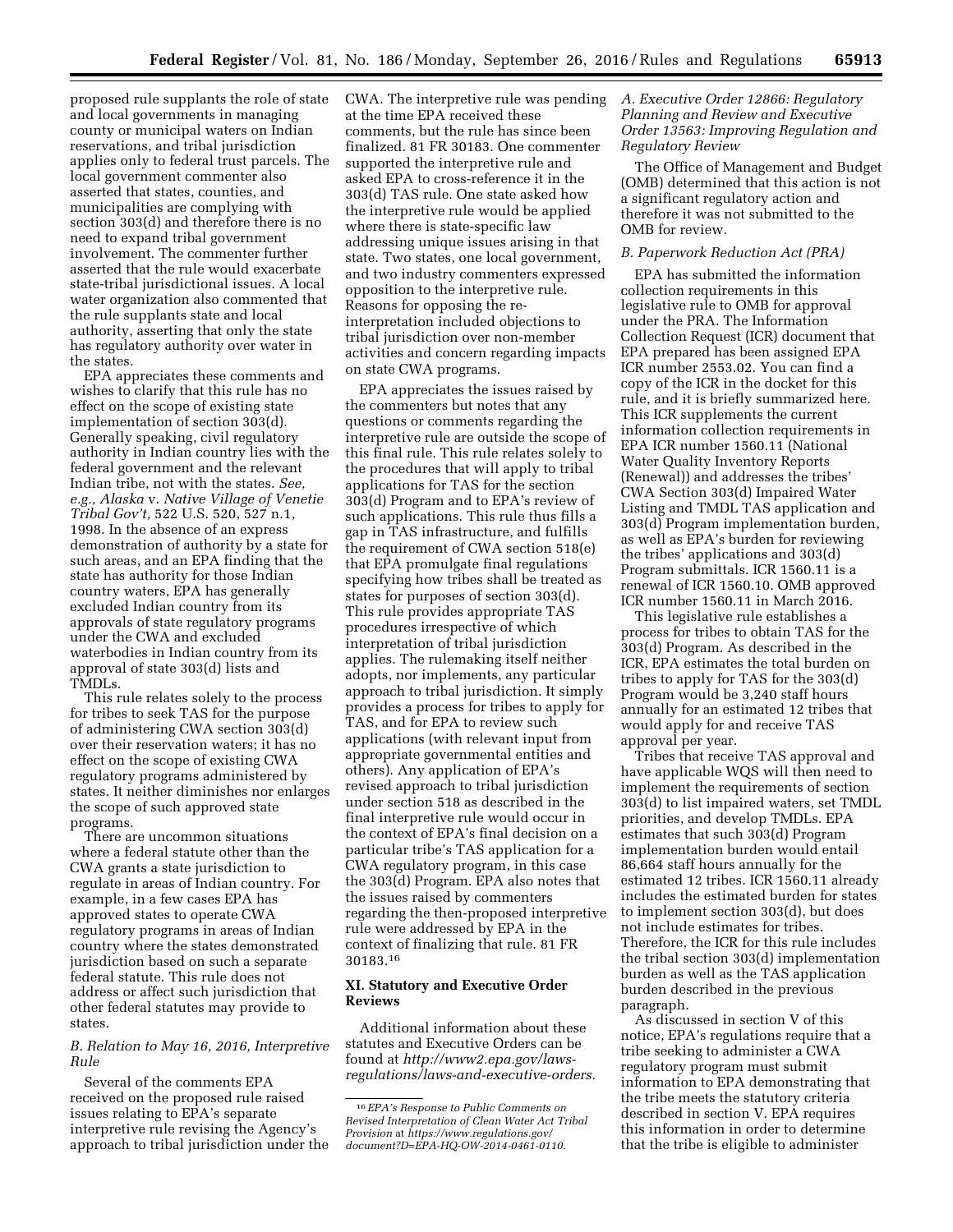proposed rule supplants the role of state and local governments in managing county or municipal waters on Indian reservations, and tribal jurisdiction applies only to federal trust parcels. The local government commenter also asserted that states, counties, and municipalities are complying with section 303(d) and therefore there is no need to expand tribal government involvement. The commenter further asserted that the rule would exacerbate state-tribal jurisdictional issues. A local water organization also commented that the rule supplants state and local authority, asserting that only the state has regulatory authority over water in the states.

EPA appreciates these comments and wishes to clarify that this rule has no effect on the scope of existing state implementation of section 303(d). Generally speaking, civil regulatory authority in Indian country lies with the federal government and the relevant Indian tribe, not with the states. *See, e.g., Alaska* v. *Native Village of Venetie Tribal Gov't,* 522 U.S. 520, 527 n.1, 1998. In the absence of an express demonstration of authority by a state for such areas, and an EPA finding that the state has authority for those Indian country waters, EPA has generally excluded Indian country from its approvals of state regulatory programs under the CWA and excluded waterbodies in Indian country from its approval of state 303(d) lists and TMDLs.

This rule relates solely to the process for tribes to seek TAS for the purpose of administering CWA section 303(d) over their reservation waters; it has no effect on the scope of existing CWA regulatory programs administered by states. It neither diminishes nor enlarges the scope of such approved state programs.

There are uncommon situations where a federal statute other than the CWA grants a state jurisdiction to regulate in areas of Indian country. For example, in a few cases EPA has approved states to operate CWA regulatory programs in areas of Indian country where the states demonstrated jurisdiction based on such a separate federal statute. This rule does not address or affect such jurisdiction that other federal statutes may provide to states.

### *B. Relation to May 16, 2016, Interpretive Rule*

Several of the comments EPA received on the proposed rule raised issues relating to EPA's separate interpretive rule revising the Agency's approach to tribal jurisdiction under the CWA. The interpretive rule was pending at the time EPA received these comments, but the rule has since been finalized. 81 FR 30183. One commenter supported the interpretive rule and asked EPA to cross-reference it in the 303(d) TAS rule. One state asked how the interpretive rule would be applied where there is state-specific law addressing unique issues arising in that state. Two states, one local government, and two industry commenters expressed opposition to the interpretive rule. Reasons for opposing the re-interpretation included objections to tribal jurisdiction over non-member activities and concern regarding impacts on state CWA programs.

EPA appreciates the issues raised by the commenters but notes that any questions or comments regarding the interpretive rule are outside the scope of this final rule. This rule relates solely to the procedures that will apply to tribal applications for TAS for the section 303(d) Program and to EPA's review of such applications. This rule thus fills a gap in TAS infrastructure, and fulfills the requirement of CWA section 518(e) that EPA promulgate final regulations specifying how tribes shall be treated as states for purposes of section 303(d). This rule provides appropriate TAS procedures irrespective of which interpretation of tribal jurisdiction applies. The rulemaking itself neither adopts, nor implements, any particular approach to tribal jurisdiction. It simply provides a process for tribes to apply for TAS, and for EPA to review such applications (with relevant input from appropriate governmental entities and others). Any application of EPA's revised approach to tribal jurisdiction under section 518 as described in the final interpretive rule would occur in the context of EPA's final decision on a particular tribe's TAS application for a CWA regulatory program, in this case the 303(d) Program. EPA also notes that the issues raised by commenters regarding the then-proposed interpretive rule were addressed by EPA in the context of finalizing that rule. 81 FR 30183.[16]

## XI. Statutory and Executive Order Reviews

Additional information about these statutes and Executive Orders can be found at *http://www2.epa.gov/laws-regulations/laws-and-executive-orders.*

[16] *EPA's Response to Public Comments on Revised Interpretation of Clean Water Act Tribal Provision* at *https://www.regulations.gov/document?D=EPA-HQ-OW-2014-0461-0110.*

### *A. Executive Order 12866: Regulatory Planning and Review and Executive Order 13563: Improving Regulation and Regulatory Review*

The Office of Management and Budget (OMB) determined that this action is not a significant regulatory action and therefore it was not submitted to the OMB for review.

### *B. Paperwork Reduction Act (PRA)*

EPA has submitted the information collection requirements in this legislative rule to OMB for approval under the PRA. The Information Collection Request (ICR) document that EPA prepared has been assigned EPA ICR number 2553.02. You can find a copy of the ICR in the docket for this rule, and it is briefly summarized here. This ICR supplements the current information collection requirements in EPA ICR number 1560.11 (National Water Quality Inventory Reports (Renewal)) and addresses the tribes' CWA Section 303(d) Impaired Water Listing and TMDL TAS application and 303(d) Program implementation burden, as well as EPA's burden for reviewing the tribes' applications and 303(d) Program submittals. ICR 1560.11 is a renewal of ICR 1560.10. OMB approved ICR number 1560.11 in March 2016.

This legislative rule establishes a process for tribes to obtain TAS for the 303(d) Program. As described in the ICR, EPA estimates the total burden on tribes to apply for TAS for the 303(d) Program would be 3,240 staff hours annually for an estimated 12 tribes that would apply for and receive TAS approval per year.

Tribes that receive TAS approval and have applicable WQS will then need to implement the requirements of section 303(d) to list impaired waters, set TMDL priorities, and develop TMDLs. EPA estimates that such 303(d) Program implementation burden would entail 86,664 staff hours annually for the estimated 12 tribes. ICR 1560.11 already includes the estimated burden for states to implement section 303(d), but does not include estimates for tribes. Therefore, the ICR for this rule includes the tribal section 303(d) implementation burden as well as the TAS application burden described in the previous paragraph.

As discussed in section V of this notice, EPA's regulations require that a tribe seeking to administer a CWA regulatory program must submit information to EPA demonstrating that the tribe meets the statutory criteria described in section V. EPA requires this information in order to determine that the tribe is eligible to administer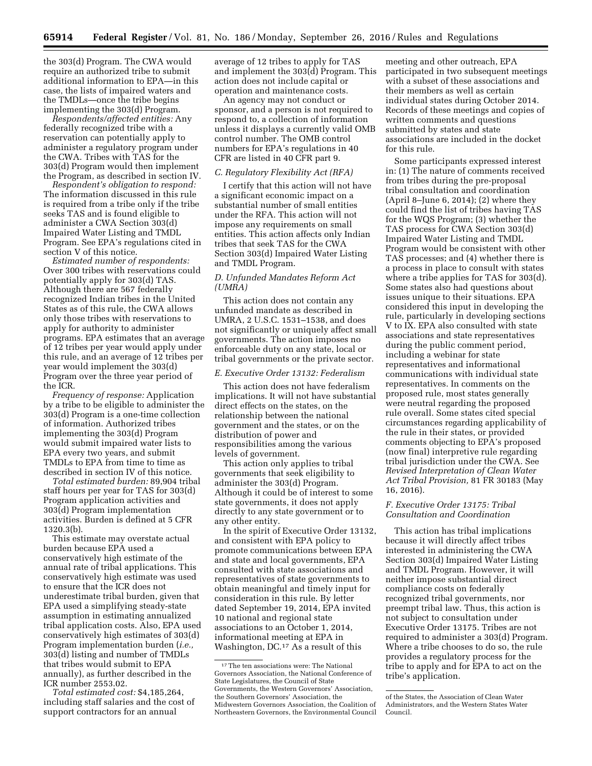the 303(d) Program. The CWA would require an authorized tribe to submit additional information to EPA—in this case, the lists of impaired waters and the TMDLs—once the tribe begins implementing the 303(d) Program.

*Respondents/affected entities:* Any federally recognized tribe with a reservation can potentially apply to administer a regulatory program under the CWA. Tribes with TAS for the 303(d) Program would then implement the Program, as described in section IV.

*Respondent's obligation to respond:* The information discussed in this rule is required from a tribe only if the tribe seeks TAS and is found eligible to administer a CWA Section 303(d) Impaired Water Listing and TMDL Program. See EPA's regulations cited in section V of this notice.

*Estimated number of respondents:* Over 300 tribes with reservations could potentially apply for 303(d) TAS. Although there are 567 federally recognized Indian tribes in the United States as of this rule, the CWA allows only those tribes with reservations to apply for authority to administer programs. EPA estimates that an average of 12 tribes per year would apply under this rule, and an average of 12 tribes per year would implement the 303(d) Program over the three year period of the ICR.

*Frequency of response:* Application by a tribe to be eligible to administer the 303(d) Program is a one-time collection of information. Authorized tribes implementing the 303(d) Program would submit impaired water lists to EPA every two years, and submit TMDLs to EPA from time to time as described in section IV of this notice.

*Total estimated burden:* 89,904 tribal staff hours per year for TAS for 303(d) Program application activities and 303(d) Program implementation activities. Burden is defined at 5 CFR 1320.3(b).

This estimate may overstate actual burden because EPA used a conservatively high estimate of the annual rate of tribal applications. This conservatively high estimate was used to ensure that the ICR does not underestimate tribal burden, given that EPA used a simplifying steady-state assumption in estimating annualized tribal application costs. Also, EPA used conservatively high estimates of 303(d) Program implementation burden (*i.e.,* 303(d) listing and number of TMDLs that tribes would submit to EPA annually), as further described in the ICR number 2553.02.

*Total estimated cost:* $4,185,264, including staff salaries and the cost of support contractors for an annual average of 12 tribes to apply for TAS and implement the 303(d) Program. This action does not include capital or operation and maintenance costs.

An agency may not conduct or sponsor, and a person is not required to respond to, a collection of information unless it displays a currently valid OMB control number. The OMB control numbers for EPA's regulations in 40 CFR are listed in 40 CFR part 9.

### *C. Regulatory Flexibility Act (RFA)*

I certify that this action will not have a significant economic impact on a substantial number of small entities under the RFA. This action will not impose any requirements on small entities. This action affects only Indian tribes that seek TAS for the CWA Section 303(d) Impaired Water Listing and TMDL Program.

### *D. Unfunded Mandates Reform Act (UMRA)*

This action does not contain any unfunded mandate as described in UMRA, 2 U.S.C. 1531–1538, and does not significantly or uniquely affect small governments. The action imposes no enforceable duty on any state, local or tribal governments or the private sector.

### *E. Executive Order 13132: Federalism*

This action does not have federalism implications. It will not have substantial direct effects on the states, on the relationship between the national government and the states, or on the distribution of power and responsibilities among the various levels of government.

This action only applies to tribal governments that seek eligibility to administer the 303(d) Program. Although it could be of interest to some state governments, it does not apply directly to any state government or to any other entity.

In the spirit of Executive Order 13132, and consistent with EPA policy to promote communications between EPA and state and local governments, EPA consulted with state associations and representatives of state governments to obtain meaningful and timely input for consideration in this rule. By letter dated September 19, 2014, EPA invited 10 national and regional state associations to an October 1, 2014, informational meeting at EPA in Washington, DC.[17] As a result of this meeting and other outreach, EPA participated in two subsequent meetings with a subset of these associations and their members as well as certain individual states during October 2014. Records of these meetings and copies of written comments and questions submitted by states and state associations are included in the docket for this rule.

Some participants expressed interest in: (1) The nature of comments received from tribes during the pre-proposal tribal consultation and coordination (April 8–June 6, 2014); (2) where they could find the list of tribes having TAS for the WQS Program; (3) whether the TAS process for CWA Section 303(d) Impaired Water Listing and TMDL Program would be consistent with other TAS processes; and (4) whether there is a process in place to consult with states where a tribe applies for TAS for 303(d). Some states also had questions about issues unique to their situations. EPA considered this input in developing the rule, particularly in developing sections V to IX. EPA also consulted with state associations and state representatives during the public comment period, including a webinar for state representatives and informational communications with individual state representatives. In comments on the proposed rule, most states generally were neutral regarding the proposed rule overall. Some states cited special circumstances regarding applicability of the rule in their states, or provided comments objecting to EPA's proposed (now final) interpretive rule regarding tribal jurisdiction under the CWA. See *Revised Interpretation of Clean Water Act Tribal Provision,* 81 FR 30183 (May 16, 2016).

### *F. Executive Order 13175: Tribal Consultation and Coordination*

This action has tribal implications because it will directly affect tribes interested in administering the CWA Section 303(d) Impaired Water Listing and TMDL Program. However, it will neither impose substantial direct compliance costs on federally recognized tribal governments, nor preempt tribal law. Thus, this action is not subject to consultation under Executive Order 13175. Tribes are not required to administer a 303(d) Program. Where a tribe chooses to do so, the rule provides a regulatory process for the tribe to apply and for EPA to act on the tribe's application.

[17] The ten associations were: The National Governors Association, the National Conference of State Legislatures, the Council of State Governments, the Western Governors' Association, the Southern Governors' Association, the Midwestern Governors Association, the Coalition of Northeastern Governors, the Environmental Council of the States, the Association of Clean Water Administrators, and the Western States Water Council.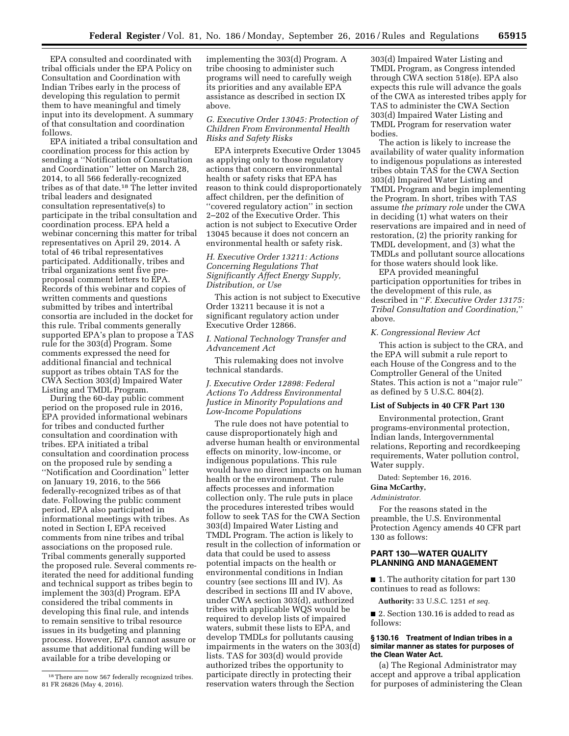EPA consulted and coordinated with tribal officials under the EPA Policy on Consultation and Coordination with Indian Tribes early in the process of developing this regulation to permit them to have meaningful and timely input into its development. A summary of that consultation and coordination follows.

EPA initiated a tribal consultation and coordination process for this action by sending a ''Notification of Consultation and Coordination'' letter on March 28, 2014, to all 566 federally-recognized tribes as of that date.[18] The letter invited tribal leaders and designated consultation representative(s) to participate in the tribal consultation and coordination process. EPA held a webinar concerning this matter for tribal representatives on April 29, 2014. A total of 46 tribal representatives participated. Additionally, tribes and tribal organizations sent five pre-proposal comment letters to EPA. Records of this webinar and copies of written comments and questions submitted by tribes and intertribal consortia are included in the docket for this rule. Tribal comments generally supported EPA's plan to propose a TAS rule for the 303(d) Program. Some comments expressed the need for additional financial and technical support as tribes obtain TAS for the CWA Section 303(d) Impaired Water Listing and TMDL Program.

During the 60-day public comment period on the proposed rule in 2016, EPA provided informational webinars for tribes and conducted further consultation and coordination with tribes. EPA initiated a tribal consultation and coordination process on the proposed rule by sending a ''Notification and Coordination'' letter on January 19, 2016, to the 566 federally-recognized tribes as of that date. Following the public comment period, EPA also participated in informational meetings with tribes. As noted in Section I, EPA received comments from nine tribes and tribal associations on the proposed rule. Tribal comments generally supported the proposed rule. Several comments re-iterated the need for additional funding and technical support as tribes begin to implement the 303(d) Program. EPA considered the tribal comments in developing this final rule, and intends to remain sensitive to tribal resource issues in its budgeting and planning process. However, EPA cannot assure or assume that additional funding will be available for a tribe developing or implementing the 303(d) Program. A tribe choosing to administer such programs will need to carefully weigh its priorities and any available EPA assistance as described in section IX above.

### G. Executive Order 13045: Protection of Children From Environmental Health Risks and Safety Risks

EPA interprets Executive Order 13045 as applying only to those regulatory actions that concern environmental health or safety risks that EPA has reason to think could disproportionately affect children, per the definition of ''covered regulatory action'' in section 2–202 of the Executive Order. This action is not subject to Executive Order 13045 because it does not concern an environmental health or safety risk.

### H. Executive Order 13211: Actions Concerning Regulations That Significantly Affect Energy Supply, Distribution, or Use

This action is not subject to Executive Order 13211 because it is not a significant regulatory action under Executive Order 12866.

### I. National Technology Transfer and Advancement Act

This rulemaking does not involve technical standards.

### J. Executive Order 12898: Federal Actions To Address Environmental Justice in Minority Populations and Low-Income Populations

The rule does not have potential to cause disproportionately high and adverse human health or environmental effects on minority, low-income, or indigenous populations. This rule would have no direct impacts on human health or the environment. The rule affects processes and information collection only. The rule puts in place the procedures interested tribes would follow to seek TAS for the CWA Section 303(d) Impaired Water Listing and TMDL Program. The action is likely to result in the collection of information or data that could be used to assess potential impacts on the health or environmental conditions in Indian country (see sections III and IV). As described in sections III and IV above, under CWA section 303(d), authorized tribes with applicable WQS would be required to develop lists of impaired waters, submit these lists to EPA, and develop TMDLs for pollutants causing impairments in the waters on the 303(d) lists. TAS for 303(d) would provide authorized tribes the opportunity to participate directly in protecting their reservation waters through the Section 303(d) Impaired Water Listing and TMDL Program, as Congress intended through CWA section 518(e). EPA also expects this rule will advance the goals of the CWA as interested tribes apply for TAS to administer the CWA Section 303(d) Impaired Water Listing and TMDL Program for reservation water bodies.

The action is likely to increase the availability of water quality information to indigenous populations as interested tribes obtain TAS for the CWA Section 303(d) Impaired Water Listing and TMDL Program and begin implementing the Program. In short, tribes with TAS assume *the primary role* under the CWA in deciding (1) what waters on their reservations are impaired and in need of restoration, (2) the priority ranking for TMDL development, and (3) what the TMDLs and pollutant source allocations for those waters should look like.

EPA provided meaningful participation opportunities for tribes in the development of this rule, as described in ''*F. Executive Order 13175: Tribal Consultation and Coordination,*'' above.

### K. Congressional Review Act

This action is subject to the CRA, and the EPA will submit a rule report to each House of the Congress and to the Comptroller General of the United States. This action is not a ''major rule'' as defined by 5 U.S.C. 804(2).

## List of Subjects in 40 CFR Part 130

Environmental protection, Grant programs-environmental protection, Indian lands, Intergovernmental relations, Reporting and recordkeeping requirements, Water pollution control, Water supply.

Dated: September 16, 2016.

**Gina McCarthy,**

*Administrator.*

For the reasons stated in the preamble, the U.S. Environmental Protection Agency amends 40 CFR part 130 as follows:

## PART 130—WATER QUALITY PLANNING AND MANAGEMENT

■ 1. The authority citation for part 130 continues to read as follows:

**Authority:** 33 U.S.C. 1251 *et seq.*

■ 2. Section 130.16 is added to read as follows:

**§ 130.16 Treatment of Indian tribes in a similar manner as states for purposes of the Clean Water Act.**

(a) The Regional Administrator may accept and approve a tribal application for purposes of administering the Clean

---

[18] There are now 567 federally recognized tribes. 81 FR 26826 (May 4, 2016).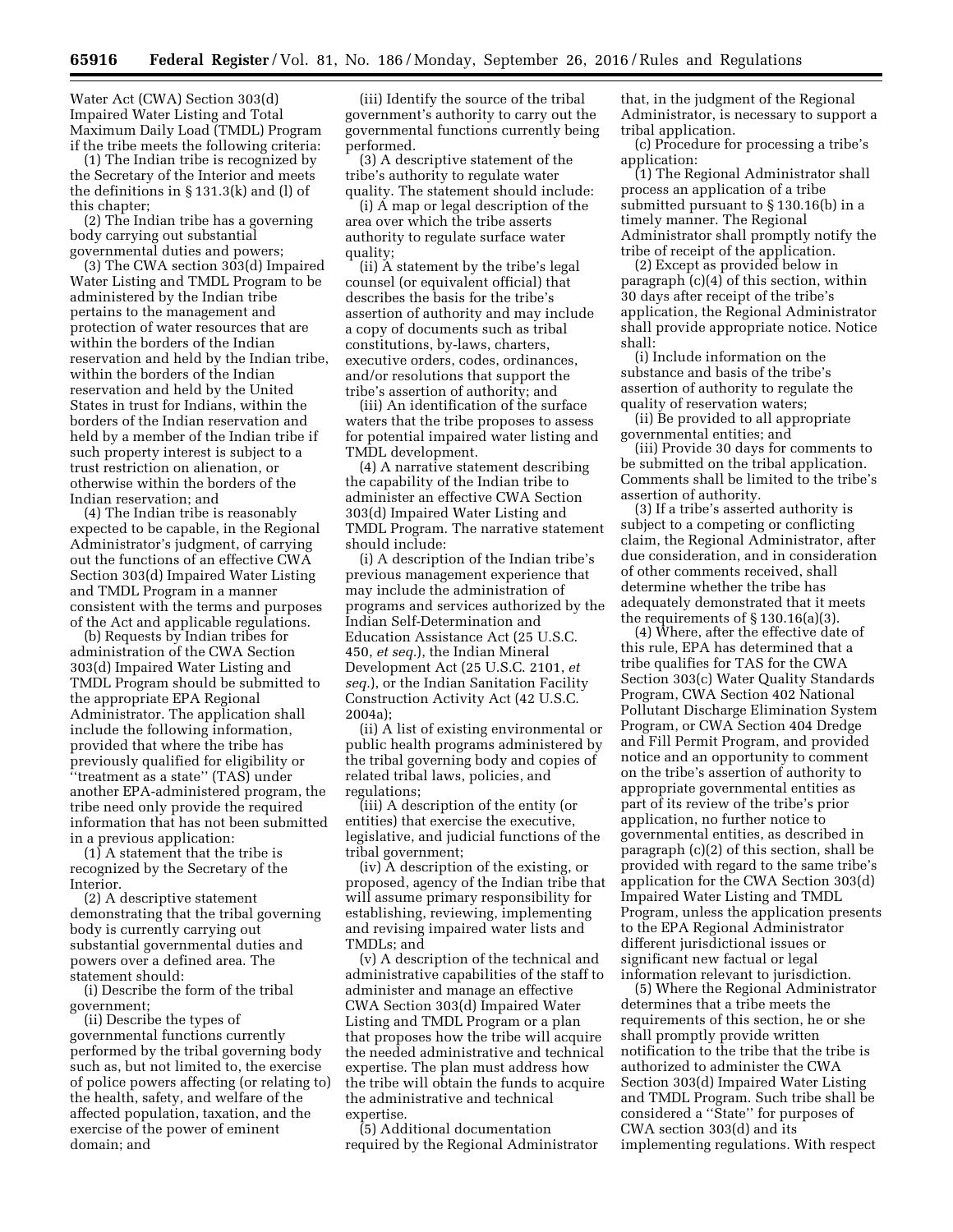Water Act (CWA) Section 303(d) Impaired Water Listing and Total Maximum Daily Load (TMDL) Program if the tribe meets the following criteria:

(1) The Indian tribe is recognized by the Secretary of the Interior and meets the definitions in § 131.3(k) and (l) of this chapter;

(2) The Indian tribe has a governing body carrying out substantial governmental duties and powers;

(3) The CWA section 303(d) Impaired Water Listing and TMDL Program to be administered by the Indian tribe pertains to the management and protection of water resources that are within the borders of the Indian reservation and held by the Indian tribe, within the borders of the Indian reservation and held by the United States in trust for Indians, within the borders of the Indian reservation and held by a member of the Indian tribe if such property interest is subject to a trust restriction on alienation, or otherwise within the borders of the Indian reservation; and

(4) The Indian tribe is reasonably expected to be capable, in the Regional Administrator's judgment, of carrying out the functions of an effective CWA Section 303(d) Impaired Water Listing and TMDL Program in a manner consistent with the terms and purposes of the Act and applicable regulations.

(b) Requests by Indian tribes for administration of the CWA Section 303(d) Impaired Water Listing and TMDL Program should be submitted to the appropriate EPA Regional Administrator. The application shall include the following information, provided that where the tribe has previously qualified for eligibility or ''treatment as a state'' (TAS) under another EPA-administered program, the tribe need only provide the required information that has not been submitted in a previous application:

(1) A statement that the tribe is recognized by the Secretary of the Interior.

(2) A descriptive statement demonstrating that the tribal governing body is currently carrying out substantial governmental duties and powers over a defined area. The statement should:

(i) Describe the form of the tribal government;

(ii) Describe the types of governmental functions currently performed by the tribal governing body such as, but not limited to, the exercise of police powers affecting (or relating to) the health, safety, and welfare of the affected population, taxation, and the exercise of the power of eminent domain; and

(iii) Identify the source of the tribal government's authority to carry out the governmental functions currently being performed.

(3) A descriptive statement of the tribe's authority to regulate water quality. The statement should include:

(i) A map or legal description of the area over which the tribe asserts authority to regulate surface water quality;

(ii) A statement by the tribe's legal counsel (or equivalent official) that describes the basis for the tribe's assertion of authority and may include a copy of documents such as tribal constitutions, by-laws, charters, executive orders, codes, ordinances, and/or resolutions that support the tribe's assertion of authority; and

(iii) An identification of the surface waters that the tribe proposes to assess for potential impaired water listing and TMDL development.

(4) A narrative statement describing the capability of the Indian tribe to administer an effective CWA Section 303(d) Impaired Water Listing and TMDL Program. The narrative statement should include:

(i) A description of the Indian tribe's previous management experience that may include the administration of programs and services authorized by the Indian Self-Determination and Education Assistance Act (25 U.S.C. 450, *et seq.*), the Indian Mineral Development Act (25 U.S.C. 2101, *et seq.*), or the Indian Sanitation Facility Construction Activity Act (42 U.S.C. 2004a);

(ii) A list of existing environmental or public health programs administered by the tribal governing body and copies of related tribal laws, policies, and regulations;

(iii) A description of the entity (or entities) that exercise the executive, legislative, and judicial functions of the tribal government;

(iv) A description of the existing, or proposed, agency of the Indian tribe that will assume primary responsibility for establishing, reviewing, implementing and revising impaired water lists and TMDLs; and

(v) A description of the technical and administrative capabilities of the staff to administer and manage an effective CWA Section 303(d) Impaired Water Listing and TMDL Program or a plan that proposes how the tribe will acquire the needed administrative and technical expertise. The plan must address how the tribe will obtain the funds to acquire the administrative and technical expertise.

(5) Additional documentation required by the Regional Administrator that, in the judgment of the Regional Administrator, is necessary to support a tribal application.

(c) Procedure for processing a tribe's application:

(1) The Regional Administrator shall process an application of a tribe submitted pursuant to § 130.16(b) in a timely manner. The Regional Administrator shall promptly notify the tribe of receipt of the application.

(2) Except as provided below in paragraph (c)(4) of this section, within 30 days after receipt of the tribe's application, the Regional Administrator shall provide appropriate notice. Notice shall:

(i) Include information on the substance and basis of the tribe's assertion of authority to regulate the quality of reservation waters;

(ii) Be provided to all appropriate governmental entities; and

(iii) Provide 30 days for comments to be submitted on the tribal application. Comments shall be limited to the tribe's assertion of authority.

(3) If a tribe's asserted authority is subject to a competing or conflicting claim, the Regional Administrator, after due consideration, and in consideration of other comments received, shall determine whether the tribe has adequately demonstrated that it meets the requirements of § 130.16(a)(3).

(4) Where, after the effective date of this rule, EPA has determined that a tribe qualifies for TAS for the CWA Section 303(c) Water Quality Standards Program, CWA Section 402 National Pollutant Discharge Elimination System Program, or CWA Section 404 Dredge and Fill Permit Program, and provided notice and an opportunity to comment on the tribe's assertion of authority to appropriate governmental entities as part of its review of the tribe's prior application, no further notice to governmental entities, as described in paragraph (c)(2) of this section, shall be provided with regard to the same tribe's application for the CWA Section 303(d) Impaired Water Listing and TMDL Program, unless the application presents to the EPA Regional Administrator different jurisdictional issues or significant new factual or legal information relevant to jurisdiction.

(5) Where the Regional Administrator determines that a tribe meets the requirements of this section, he or she shall promptly provide written notification to the tribe that the tribe is authorized to administer the CWA Section 303(d) Impaired Water Listing and TMDL Program. Such tribe shall be considered a ''State'' for purposes of CWA section 303(d) and its implementing regulations. With respect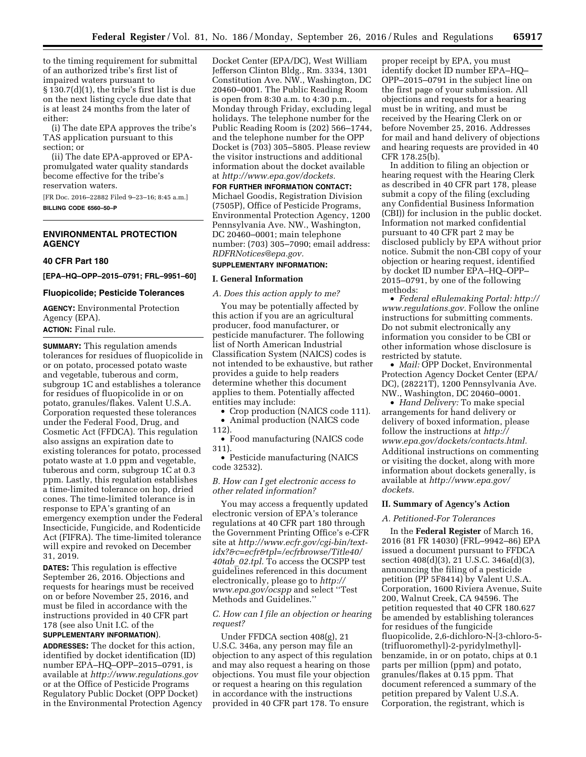to the timing requirement for submittal of an authorized tribe's first list of impaired waters pursuant to § 130.7(d)(1), the tribe's first list is due on the next listing cycle due date that is at least 24 months from the later of either:

(i) The date EPA approves the tribe's TAS application pursuant to this section; or

(ii) The date EPA-approved or EPA-promulgated water quality standards become effective for the tribe's reservation waters.

[FR Doc. 2016–22882 Filed 9–23–16; 8:45 a.m.]

**BILLING CODE 6560–50–P**

---

## ENVIRONMENTAL PROTECTION AGENCY

### 40 CFR Part 180

**[EPA–HQ–OPP–2015–0791; FRL–9951–60]**

### Fluopicolide; Pesticide Tolerances

**AGENCY:** Environmental Protection Agency (EPA).

**ACTION:** Final rule.

**SUMMARY:** This regulation amends tolerances for residues of fluopicolide in or on potato, processed potato waste and vegetable, tuberous and corm, subgroup 1C and establishes a tolerance for residues of fluopicolide in or on potato, granules/flakes. Valent U.S.A. Corporation requested these tolerances under the Federal Food, Drug, and Cosmetic Act (FFDCA). This regulation also assigns an expiration date to existing tolerances for potato, processed potato waste at 1.0 ppm and vegetable, tuberous and corm, subgroup 1C at 0.3 ppm. Lastly, this regulation establishes a time-limited tolerance on hop, dried cones. The time-limited tolerance is in response to EPA's granting of an emergency exemption under the Federal Insecticide, Fungicide, and Rodenticide Act (FIFRA). The time-limited tolerance will expire and revoked on December 31, 2019.

**DATES:** This regulation is effective September 26, 2016. Objections and requests for hearings must be received on or before November 25, 2016, and must be filed in accordance with the instructions provided in 40 CFR part 178 (see also Unit I.C. of the **SUPPLEMENTARY INFORMATION**).

**ADDRESSES:** The docket for this action, identified by docket identification (ID) number EPA–HQ–OPP–2015–0791, is available at *http://www.regulations.gov* or at the Office of Pesticide Programs Regulatory Public Docket (OPP Docket) in the Environmental Protection Agency Docket Center (EPA/DC), West William Jefferson Clinton Bldg., Rm. 3334, 1301 Constitution Ave. NW., Washington, DC 20460–0001. The Public Reading Room is open from 8:30 a.m. to 4:30 p.m., Monday through Friday, excluding legal holidays. The telephone number for the Public Reading Room is (202) 566–1744, and the telephone number for the OPP Docket is (703) 305–5805. Please review the visitor instructions and additional information about the docket available at *http://www.epa.gov/dockets.*

**FOR FURTHER INFORMATION CONTACT:** Michael Goodis, Registration Division (7505P), Office of Pesticide Programs, Environmental Protection Agency, 1200 Pennsylvania Ave. NW., Washington, DC 20460–0001; main telephone number: (703) 305–7090; email address: *RDFRNotices@epa.gov.*

**SUPPLEMENTARY INFORMATION:**

#### I. General Information

*A. Does this action apply to me?*

You may be potentially affected by this action if you are an agricultural producer, food manufacturer, or pesticide manufacturer. The following list of North American Industrial Classification System (NAICS) codes is not intended to be exhaustive, but rather provides a guide to help readers determine whether this document applies to them. Potentially affected entities may include:

- Crop production (NAICS code 111).
- Animal production (NAICS code 112).
- Food manufacturing (NAICS code 311).
- Pesticide manufacturing (NAICS code 32532).

*B. How can I get electronic access to other related information?*

You may access a frequently updated electronic version of EPA's tolerance regulations at 40 CFR part 180 through the Government Printing Office's e-CFR site at *http://www.ecfr.gov/cgi-bin/text-idx?&c=ecfr&tpl=/ecfrbrowse/Title40/40tab_02.tpl.* To access the OCSPP test guidelines referenced in this document electronically, please go to *http://www.epa.gov/ocspp* and select ''Test Methods and Guidelines.''

*C. How can I file an objection or hearing request?*

Under FFDCA section 408(g), 21 U.S.C. 346a, any person may file an objection to any aspect of this regulation and may also request a hearing on those objections. You must file your objection or request a hearing on this regulation in accordance with the instructions provided in 40 CFR part 178. To ensure proper receipt by EPA, you must identify docket ID number EPA–HQ–OPP–2015–0791 in the subject line on the first page of your submission. All objections and requests for a hearing must be in writing, and must be received by the Hearing Clerk on or before November 25, 2016. Addresses for mail and hand delivery of objections and hearing requests are provided in 40 CFR 178.25(b).

In addition to filing an objection or hearing request with the Hearing Clerk as described in 40 CFR part 178, please submit a copy of the filing (excluding any Confidential Business Information (CBI)) for inclusion in the public docket. Information not marked confidential pursuant to 40 CFR part 2 may be disclosed publicly by EPA without prior notice. Submit the non-CBI copy of your objection or hearing request, identified by docket ID number EPA–HQ–OPP–2015–0791, by one of the following methods:

- *Federal eRulemaking Portal: http://www.regulations.gov.* Follow the online instructions for submitting comments. Do not submit electronically any information you consider to be CBI or other information whose disclosure is restricted by statute.
- *Mail:* OPP Docket, Environmental Protection Agency Docket Center (EPA/DC), (28221T), 1200 Pennsylvania Ave. NW., Washington, DC 20460–0001.
- *Hand Delivery:* To make special arrangements for hand delivery or delivery of boxed information, please follow the instructions at *http://www.epa.gov/dockets/contacts.html.* Additional instructions on commenting or visiting the docket, along with more information about dockets generally, is available at *http://www.epa.gov/dockets.*

#### II. Summary of Agency's Action

*A. Petitioned-For Tolerances*

In the **Federal Register** of March 16, 2016 (81 FR 14030) (FRL–9942–86) EPA issued a document pursuant to FFDCA section 408(d)(3), 21 U.S.C. 346a(d)(3), announcing the filing of a pesticide petition (PP 5F8414) by Valent U.S.A. Corporation, 1600 Riviera Avenue, Suite 200, Walnut Creek, CA 94596. The petition requested that 40 CFR 180.627 be amended by establishing tolerances for residues of the fungicide fluopicolide, 2,6-dichloro-N-[3-chloro-5-(trifluoromethyl)-2-pyridylmethyl]-benzamide, in or on potato, chips at 0.1 parts per million (ppm) and potato, granules/flakes at 0.15 ppm. That document referenced a summary of the petition prepared by Valent U.S.A. Corporation, the registrant, which is